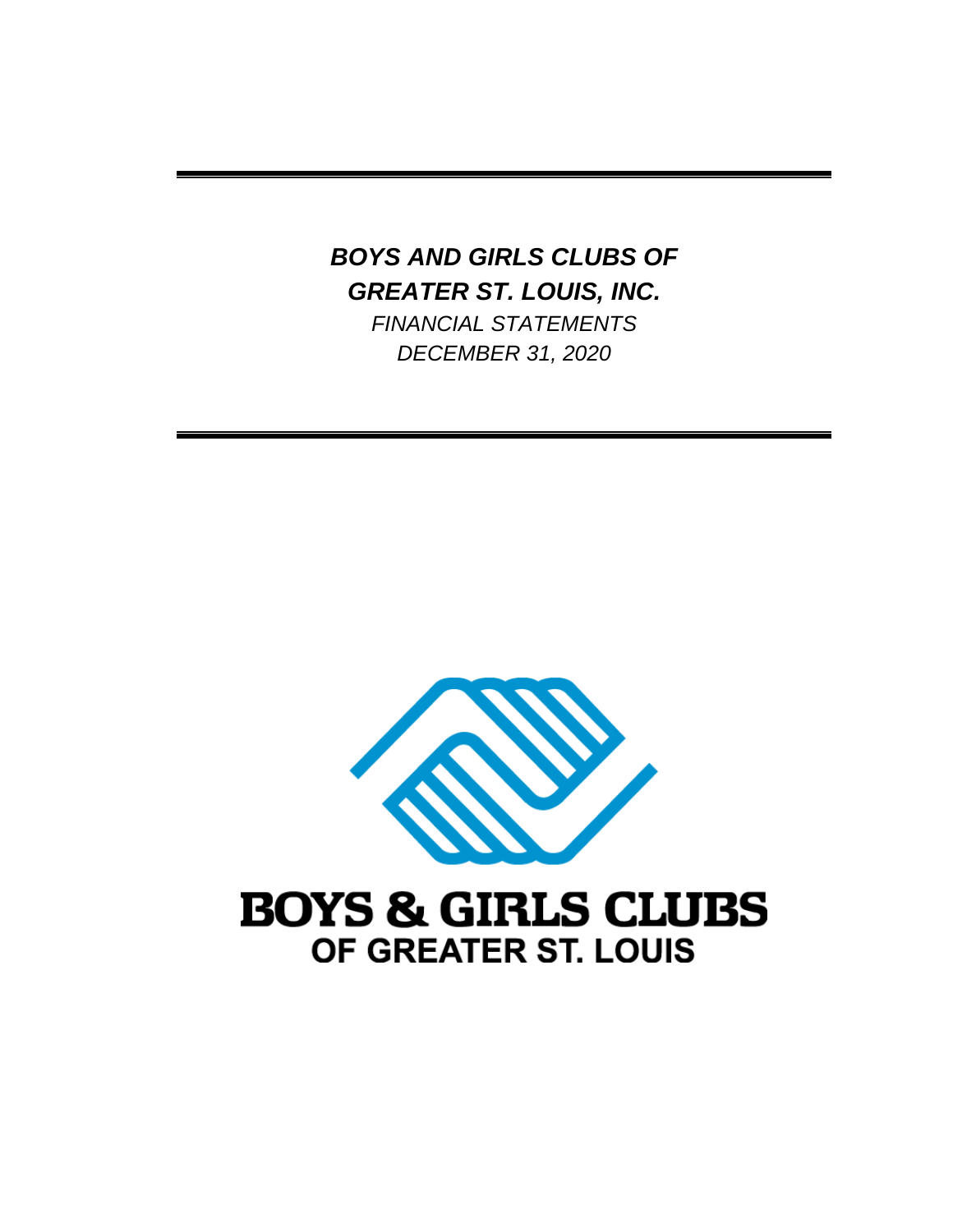# *BOYS AND GIRLS CLUBS OF GREATER ST. LOUIS, INC.*

*FINANCIAL STATEMENTS*

*DECEMBER 31, 2020*

**BOYS & GIRLS CLUBS**
**OF GREATER ST. LOUIS**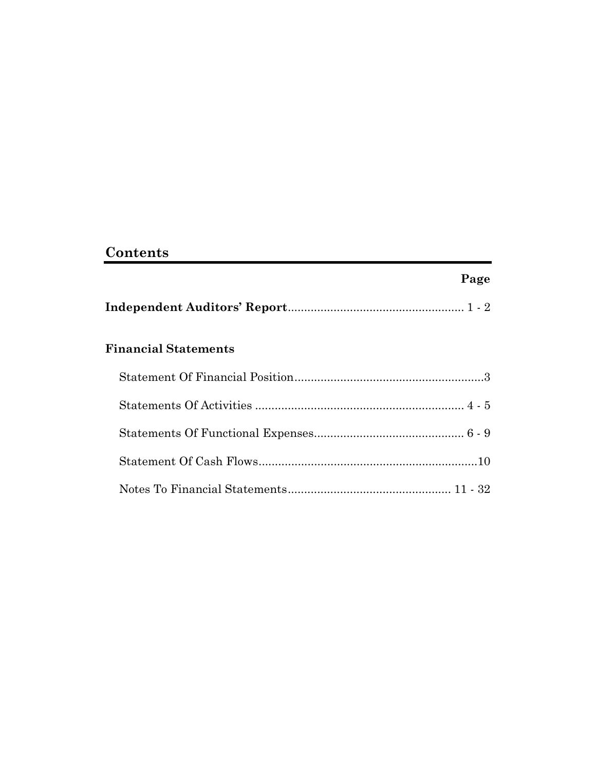## Contents

| | Page |
|---|---|
| **Independent Auditors' Report** | 1 - 2 |
| **Financial Statements** | |
| Statement Of Financial Position | 3 |
| Statements Of Activities | 4 - 5 |
| Statements Of Functional Expenses | 6 - 9 |
| Statement Of Cash Flows | 10 |
| Notes To Financial Statements | 11 - 32 |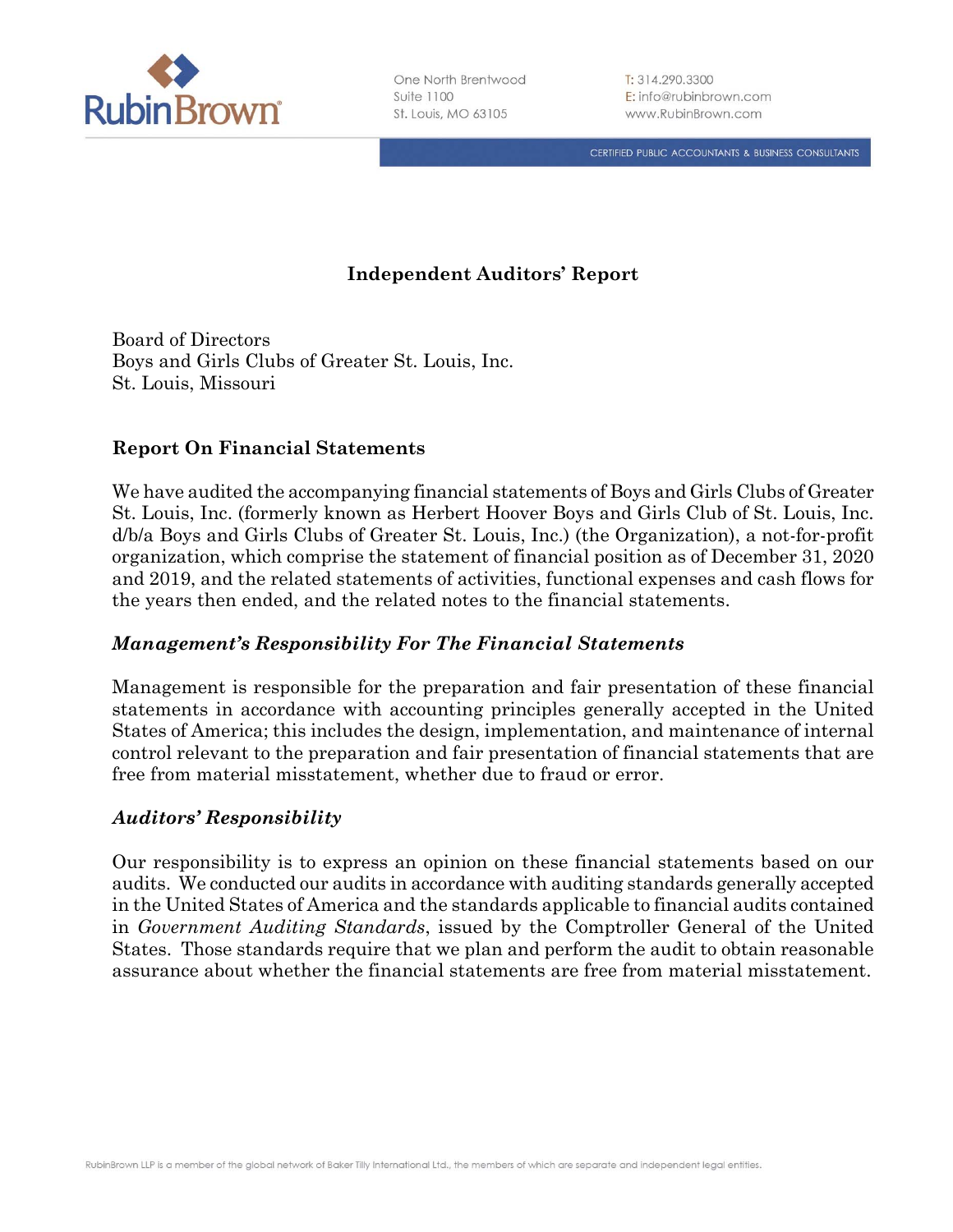# Independent Auditors' Report

Board of Directors
Boys and Girls Clubs of Greater St. Louis, Inc.
St. Louis, Missouri

## Report On Financial Statements

We have audited the accompanying financial statements of Boys and Girls Clubs of Greater St. Louis, Inc. (formerly known as Herbert Hoover Boys and Girls Club of St. Louis, Inc. d/b/a Boys and Girls Clubs of Greater St. Louis, Inc.) (the Organization), a not-for-profit organization, which comprise the statement of financial position as of December 31, 2020 and 2019, and the related statements of activities, functional expenses and cash flows for the years then ended, and the related notes to the financial statements.

### *Management's Responsibility For The Financial Statements*

Management is responsible for the preparation and fair presentation of these financial statements in accordance with accounting principles generally accepted in the United States of America; this includes the design, implementation, and maintenance of internal control relevant to the preparation and fair presentation of financial statements that are free from material misstatement, whether due to fraud or error.

### *Auditors' Responsibility*

Our responsibility is to express an opinion on these financial statements based on our audits. We conducted our audits in accordance with auditing standards generally accepted in the United States of America and the standards applicable to financial audits contained in *Government Auditing Standards*, issued by the Comptroller General of the United States. Those standards require that we plan and perform the audit to obtain reasonable assurance about whether the financial statements are free from material misstatement.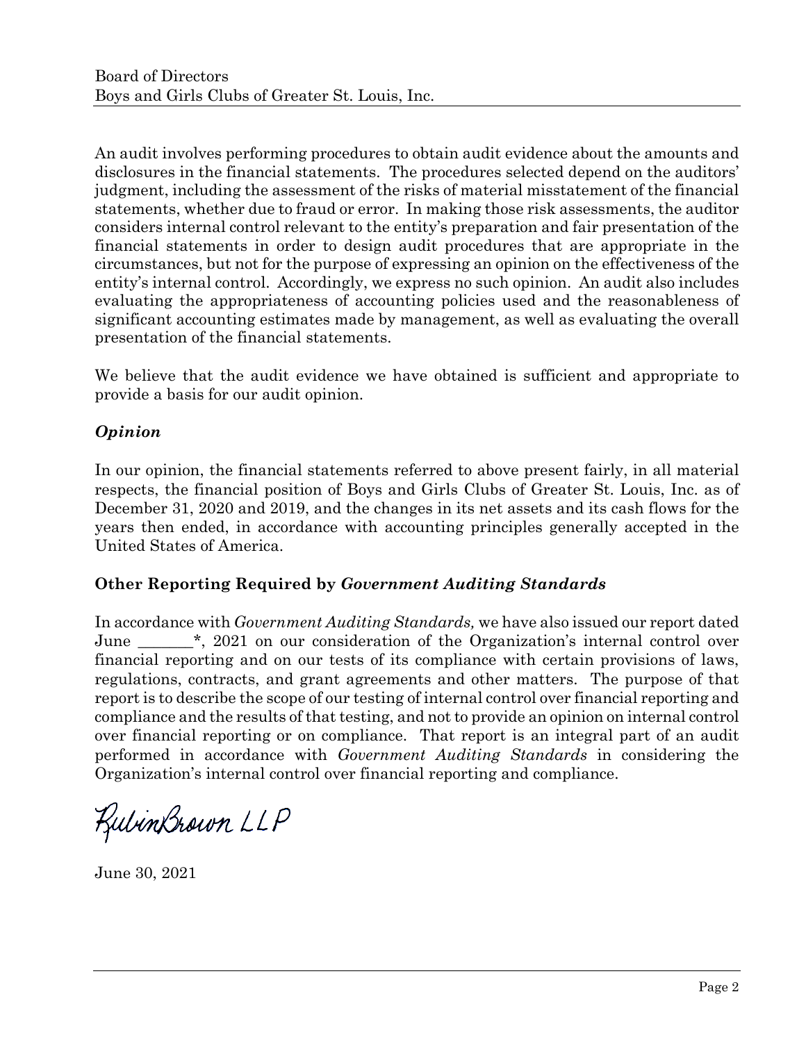An audit involves performing procedures to obtain audit evidence about the amounts and disclosures in the financial statements. The procedures selected depend on the auditors' judgment, including the assessment of the risks of material misstatement of the financial statements, whether due to fraud or error. In making those risk assessments, the auditor considers internal control relevant to the entity's preparation and fair presentation of the financial statements in order to design audit procedures that are appropriate in the circumstances, but not for the purpose of expressing an opinion on the effectiveness of the entity's internal control. Accordingly, we express no such opinion. An audit also includes evaluating the appropriateness of accounting policies used and the reasonableness of significant accounting estimates made by management, as well as evaluating the overall presentation of the financial statements.

We believe that the audit evidence we have obtained is sufficient and appropriate to provide a basis for our audit opinion.

### *Opinion*

In our opinion, the financial statements referred to above present fairly, in all material respects, the financial position of Boys and Girls Clubs of Greater St. Louis, Inc. as of December 31, 2020 and 2019, and the changes in its net assets and its cash flows for the years then ended, in accordance with accounting principles generally accepted in the United States of America.

## Other Reporting Required by *Government Auditing Standards*

In accordance with *Government Auditing Standards,* we have also issued our report dated June _______*, 2021 on our consideration of the Organization's internal control over financial reporting and on our tests of its compliance with certain provisions of laws, regulations, contracts, and grant agreements and other matters. The purpose of that report is to describe the scope of our testing of internal control over financial reporting and compliance and the results of that testing, and not to provide an opinion on internal control over financial reporting or on compliance. That report is an integral part of an audit performed in accordance with *Government Auditing Standards* in considering the Organization's internal control over financial reporting and compliance.

RubinBrown LLP

June 30, 2021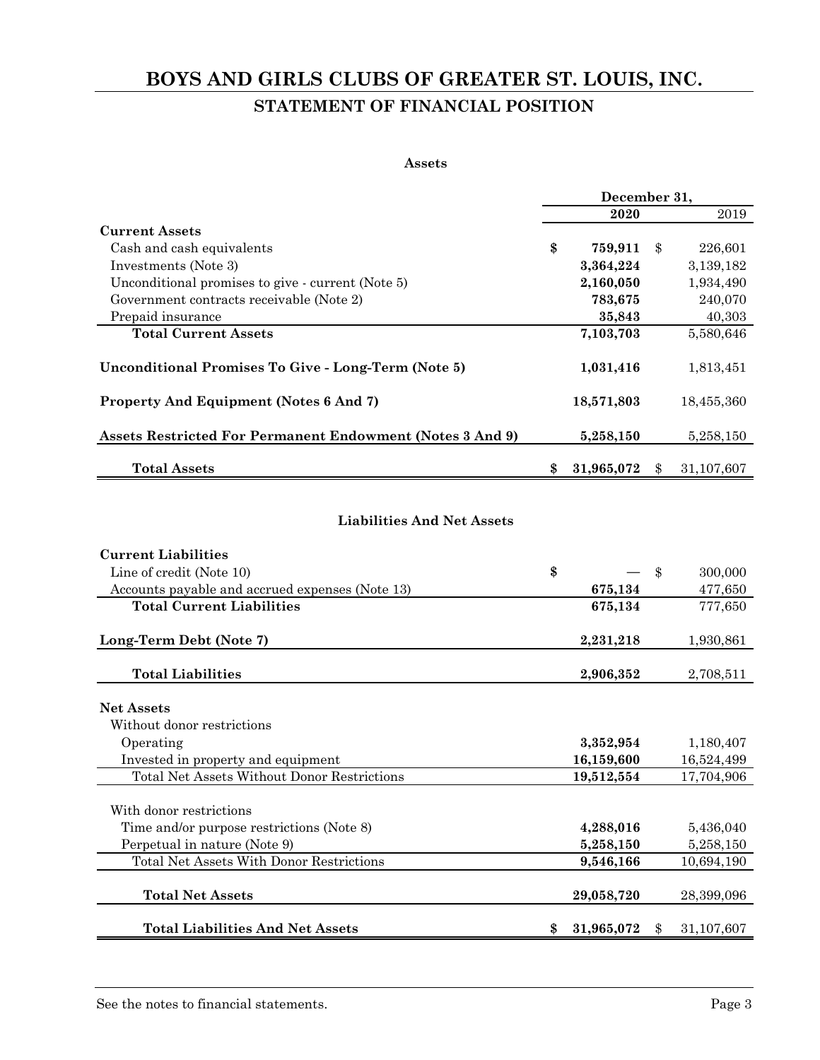# BOYS AND GIRLS CLUBS OF GREATER ST. LOUIS, INC.

## STATEMENT OF FINANCIAL POSITION

### Assets

| | December 31, 2020 | December 31, 2019 |
|---|---|---|
| **Current Assets** | | |
| Cash and cash equivalents | **$ 759,911** | $ 226,601 |
| Investments (Note 3) | **3,364,224** | 3,139,182 |
| Unconditional promises to give - current (Note 5) | **2,160,050** | 1,934,490 |
| Government contracts receivable (Note 2) | **783,675** | 240,070 |
| Prepaid insurance | **35,843** | 40,303 |
| **Total Current Assets** | **7,103,703** | 5,580,646 |
| **Unconditional Promises To Give - Long-Term (Note 5)** | **1,031,416** | 1,813,451 |
| **Property And Equipment (Notes 6 And 7)** | **18,571,803** | 18,455,360 |
| **Assets Restricted For Permanent Endowment (Notes 3 And 9)** | **5,258,150** | 5,258,150 |
| **Total Assets** | **$ 31,965,072** | $ 31,107,607 |

### Liabilities And Net Assets

| | December 31, 2020 | December 31, 2019 |
|---|---|---|
| **Current Liabilities** | | |
| Line of credit (Note 10) | **$ —** | $ 300,000 |
| Accounts payable and accrued expenses (Note 13) | **675,134** | 477,650 |
| **Total Current Liabilities** | **675,134** | 777,650 |
| **Long-Term Debt (Note 7)** | **2,231,218** | 1,930,861 |
| **Total Liabilities** | **2,906,352** | 2,708,511 |
| **Net Assets** | | |
| Without donor restrictions | | |
| Operating | **3,352,954** | 1,180,407 |
| Invested in property and equipment | **16,159,600** | 16,524,499 |
| Total Net Assets Without Donor Restrictions | **19,512,554** | 17,704,906 |
| With donor restrictions | | |
| Time and/or purpose restrictions (Note 8) | **4,288,016** | 5,436,040 |
| Perpetual in nature (Note 9) | **5,258,150** | 5,258,150 |
| Total Net Assets With Donor Restrictions | **9,546,166** | 10,694,190 |
| **Total Net Assets** | **29,058,720** | 28,399,096 |
| **Total Liabilities And Net Assets** | **$ 31,965,072** | $ 31,107,607 |

See the notes to financial statements.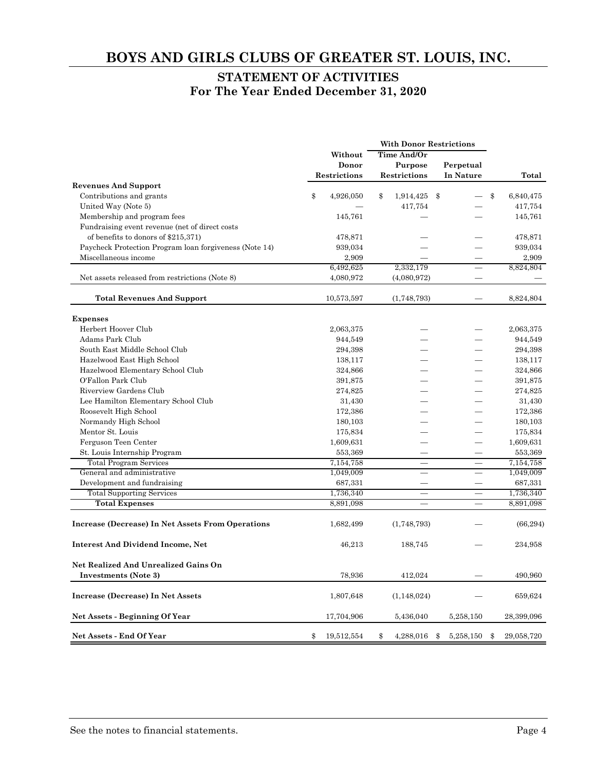# BOYS AND GIRLS CLUBS OF GREATER ST. LOUIS, INC.

## STATEMENT OF ACTIVITIES
## For The Year Ended December 31, 2020

| | Without Donor Restrictions | With Donor Restrictions | | Total |
|---|---|---|---|---|
| | | Time And/Or Purpose Restrictions | Perpetual In Nature | |
| **Revenues And Support** | | | | |
| Contributions and grants | $ 4,926,050 | $ 1,914,425 | $ — | $ 6,840,475 |
| United Way (Note 5) | — | 417,754 | — | 417,754 |
| Membership and program fees | 145,761 | — | — | 145,761 |
| Fundraising event revenue (net of direct costs of benefits to donors of $215,371) | 478,871 | — | — | 478,871 |
| Paycheck Protection Program loan forgiveness (Note 14) | 939,034 | — | — | 939,034 |
| Miscellaneous income | 2,909 | — | — | 2,909 |
| | 6,492,625 | 2,332,179 | — | 8,824,804 |
| Net assets released from restrictions (Note 8) | 4,080,972 | (4,080,972) | — | — |
| **Total Revenues And Support** | 10,573,597 | (1,748,793) | — | 8,824,804 |
| **Expenses** | | | | |
| Herbert Hoover Club | 2,063,375 | — | — | 2,063,375 |
| Adams Park Club | 944,549 | — | — | 944,549 |
| South East Middle School Club | 294,398 | — | — | 294,398 |
| Hazelwood East High School | 138,117 | — | — | 138,117 |
| Hazelwood Elementary School Club | 324,866 | — | — | 324,866 |
| O'Fallon Park Club | 391,875 | — | — | 391,875 |
| Riverview Gardens Club | 274,825 | — | — | 274,825 |
| Lee Hamilton Elementary School Club | 31,430 | — | — | 31,430 |
| Roosevelt High School | 172,386 | — | — | 172,386 |
| Normandy High School | 180,103 | — | — | 180,103 |
| Mentor St. Louis | 175,834 | — | — | 175,834 |
| Ferguson Teen Center | 1,609,631 | — | — | 1,609,631 |
| St. Louis Internship Program | 553,369 | — | — | 553,369 |
| Total Program Services | 7,154,758 | — | — | 7,154,758 |
| General and administrative | 1,049,009 | — | — | 1,049,009 |
| Development and fundraising | 687,331 | — | — | 687,331 |
| Total Supporting Services | 1,736,340 | — | — | 1,736,340 |
| **Total Expenses** | 8,891,098 | — | — | 8,891,098 |
| **Increase (Decrease) In Net Assets From Operations** | 1,682,499 | (1,748,793) | — | (66,294) |
| **Interest And Dividend Income, Net** | 46,213 | 188,745 | — | 234,958 |
| **Net Realized And Unrealized Gains On Investments (Note 3)** | 78,936 | 412,024 | — | 490,960 |
| **Increase (Decrease) In Net Assets** | 1,807,648 | (1,148,024) | — | 659,624 |
| **Net Assets - Beginning Of Year** | 17,704,906 | 5,436,040 | 5,258,150 | 28,399,096 |
| **Net Assets - End Of Year** | $ 19,512,554 | $ 4,288,016 | $ 5,258,150 | $ 29,058,720 |

See the notes to financial statements.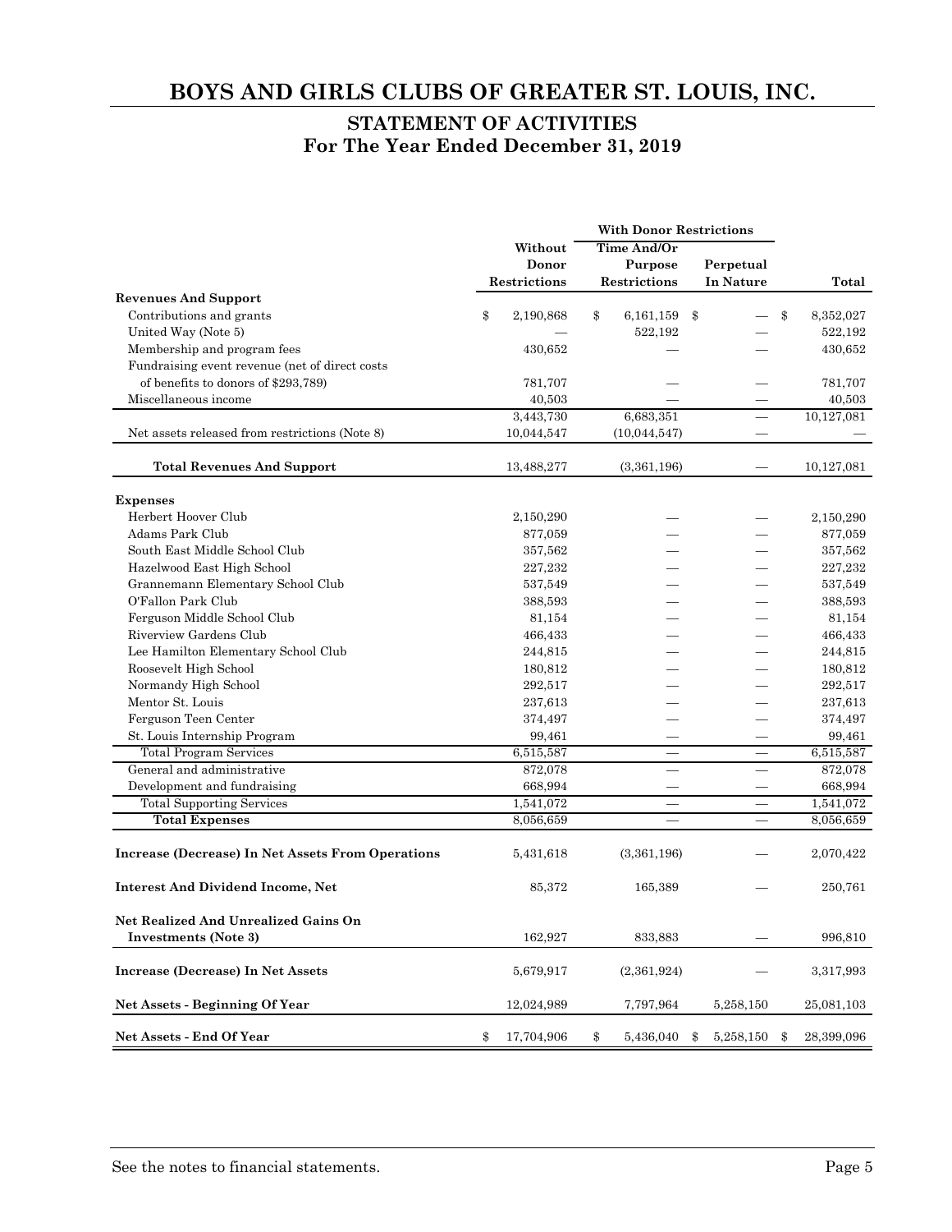# BOYS AND GIRLS CLUBS OF GREATER ST. LOUIS, INC.

## STATEMENT OF ACTIVITIES
## For The Year Ended December 31, 2019

| | Without Donor Restrictions | With Donor Restrictions: Time And/Or Purpose Restrictions | With Donor Restrictions: Perpetual In Nature | Total |
|---|---|---|---|---|
| **Revenues And Support** | | | | |
| Contributions and grants | $ 2,190,868 | $ 6,161,159 | $ — | $ 8,352,027 |
| United Way (Note 5) | — | 522,192 | — | 522,192 |
| Membership and program fees | 430,652 | — | — | 430,652 |
| Fundraising event revenue (net of direct costs of benefits to donors of $293,789) | 781,707 | — | — | 781,707 |
| Miscellaneous income | 40,503 | — | — | 40,503 |
| | 3,443,730 | 6,683,351 | — | 10,127,081 |
| Net assets released from restrictions (Note 8) | 10,044,547 | (10,044,547) | — | — |
| **Total Revenues And Support** | 13,488,277 | (3,361,196) | — | 10,127,081 |
| **Expenses** | | | | |
| Herbert Hoover Club | 2,150,290 | — | — | 2,150,290 |
| Adams Park Club | 877,059 | — | — | 877,059 |
| South East Middle School Club | 357,562 | — | — | 357,562 |
| Hazelwood East High School | 227,232 | — | — | 227,232 |
| Grannemann Elementary School Club | 537,549 | — | — | 537,549 |
| O'Fallon Park Club | 388,593 | — | — | 388,593 |
| Ferguson Middle School Club | 81,154 | — | — | 81,154 |
| Riverview Gardens Club | 466,433 | — | — | 466,433 |
| Lee Hamilton Elementary School Club | 244,815 | — | — | 244,815 |
| Roosevelt High School | 180,812 | — | — | 180,812 |
| Normandy High School | 292,517 | — | — | 292,517 |
| Mentor St. Louis | 237,613 | — | — | 237,613 |
| Ferguson Teen Center | 374,497 | — | — | 374,497 |
| St. Louis Internship Program | 99,461 | — | — | 99,461 |
| Total Program Services | 6,515,587 | — | — | 6,515,587 |
| General and administrative | 872,078 | — | — | 872,078 |
| Development and fundraising | 668,994 | — | — | 668,994 |
| Total Supporting Services | 1,541,072 | — | — | 1,541,072 |
| **Total Expenses** | 8,056,659 | — | — | 8,056,659 |
| **Increase (Decrease) In Net Assets From Operations** | 5,431,618 | (3,361,196) | — | 2,070,422 |
| **Interest And Dividend Income, Net** | 85,372 | 165,389 | — | 250,761 |
| **Net Realized And Unrealized Gains On Investments (Note 3)** | 162,927 | 833,883 | — | 996,810 |
| **Increase (Decrease) In Net Assets** | 5,679,917 | (2,361,924) | — | 3,317,993 |
| **Net Assets - Beginning Of Year** | 12,024,989 | 7,797,964 | 5,258,150 | 25,081,103 |
| **Net Assets - End Of Year** | $ 17,704,906 | $ 5,436,040 | $ 5,258,150 | $ 28,399,096 |

See the notes to financial statements.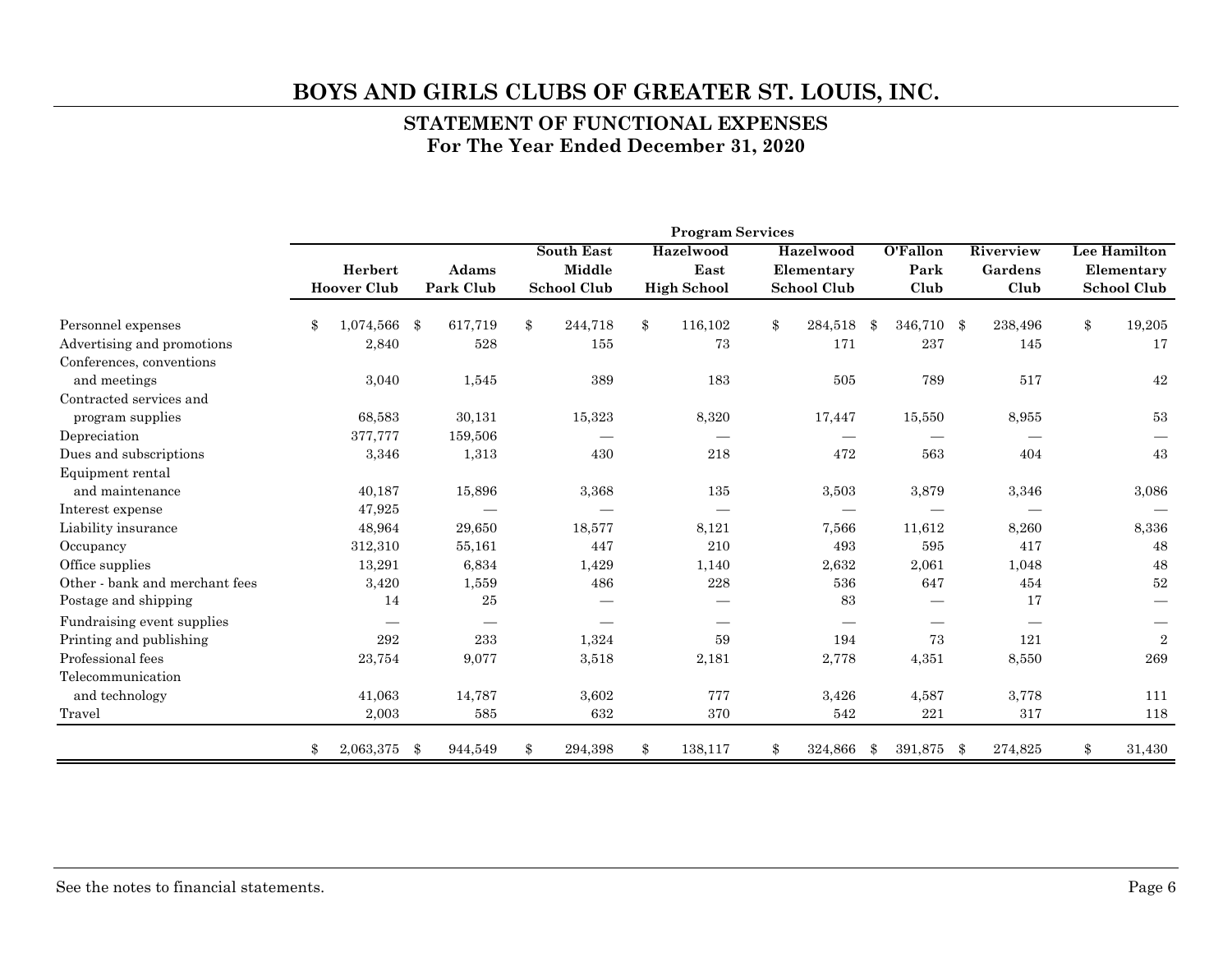# BOYS AND GIRLS CLUBS OF GREATER ST. LOUIS, INC.

## STATEMENT OF FUNCTIONAL EXPENSES
### For The Year Ended December 31, 2020

| | Program Services | | | | | | | |
|---|---|---|---|---|---|---|---|---|
| | Herbert Hoover Club | Adams Park Club | South East Middle School Club | Hazelwood East High School | Hazelwood Elementary School Club | O'Fallon Park Club | Riverview Gardens Club | Lee Hamilton Elementary School Club |
| Personnel expenses | $ 1,074,566 | $ 617,719 | $ 244,718 | $ 116,102 | $ 284,518 | $ 346,710 | $ 238,496 | $ 19,205 |
| Advertising and promotions | 2,840 | 528 | 155 | 73 | 171 | 237 | 145 | 17 |
| Conferences, conventions and meetings | 3,040 | 1,545 | 389 | 183 | 505 | 789 | 517 | 42 |
| Contracted services and program supplies | 68,583 | 30,131 | 15,323 | 8,320 | 17,447 | 15,550 | 8,955 | 53 |
| Depreciation | 377,777 | 159,506 | — | — | — | — | — | — |
| Dues and subscriptions | 3,346 | 1,313 | 430 | 218 | 472 | 563 | 404 | 43 |
| Equipment rental and maintenance | 40,187 | 15,896 | 3,368 | 135 | 3,503 | 3,879 | 3,346 | 3,086 |
| Interest expense | 47,925 | — | — | — | — | — | — | — |
| Liability insurance | 48,964 | 29,650 | 18,577 | 8,121 | 7,566 | 11,612 | 8,260 | 8,336 |
| Occupancy | 312,310 | 55,161 | 447 | 210 | 493 | 595 | 417 | 48 |
| Office supplies | 13,291 | 6,834 | 1,429 | 1,140 | 2,632 | 2,061 | 1,048 | 48 |
| Other - bank and merchant fees | 3,420 | 1,559 | 486 | 228 | 536 | 647 | 454 | 52 |
| Postage and shipping | 14 | 25 | — | — | 83 | — | 17 | — |
| Fundraising event supplies | — | — | — | — | — | — | — | — |
| Printing and publishing | 292 | 233 | 1,324 | 59 | 194 | 73 | 121 | 2 |
| Professional fees | 23,754 | 9,077 | 3,518 | 2,181 | 2,778 | 4,351 | 8,550 | 269 |
| Telecommunication and technology | 41,063 | 14,787 | 3,602 | 777 | 3,426 | 4,587 | 3,778 | 111 |
| Travel | 2,003 | 585 | 632 | 370 | 542 | 221 | 317 | 118 |
| | $ 2,063,375 | $ 944,549 | $ 294,398 | $ 138,117 | $ 324,866 | $ 391,875 | $ 274,825 | $ 31,430 |

See the notes to financial statements.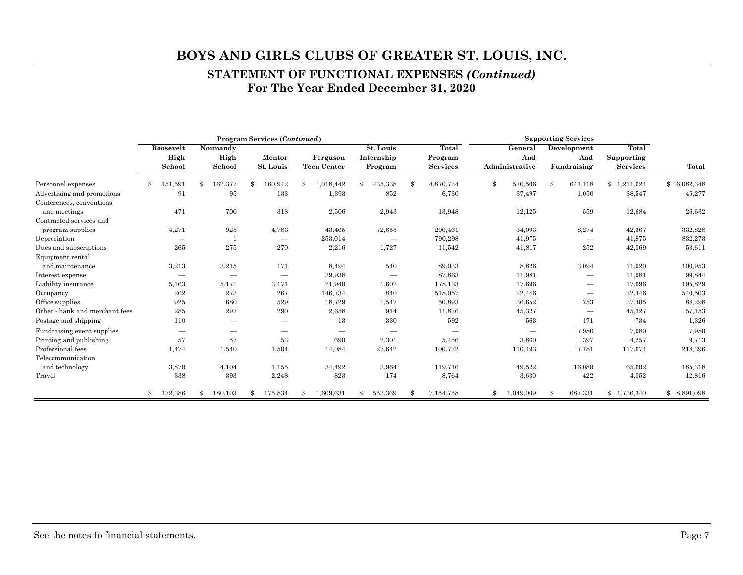# BOYS AND GIRLS CLUBS OF GREATER ST. LOUIS, INC.

## STATEMENT OF FUNCTIONAL EXPENSES *(Continued)*
## For The Year Ended December 31, 2020

| | Program Services (*Continued*) | | | | | | Supporting Services | | | |
|---|---|---|---|---|---|---|---|---|---|---|
| | Roosevelt High School | Normandy High School | Mentor St. Louis | Ferguson Teen Center | St. Louis Internship Program | Total Program Services | General And Administrative | Development And Fundraising | Total Supporting Services | Total |
| Personnel expenses | $ 151,591 | $ 162,377 | $ 160,942 | $ 1,018,442 | $ 435,338 | $ 4,870,724 | $ 570,506 | $ 641,118 | $ 1,211,624 | $ 6,082,348 |
| Advertising and promotions | 91 | 95 | 133 | 1,393 | 852 | 6,730 | 37,497 | 1,050 | 38,547 | 45,277 |
| Conferences, conventions and meetings | 471 | 700 | 318 | 2,506 | 2,943 | 13,948 | 12,125 | 559 | 12,684 | 26,632 |
| Contracted services and program supplies | 4,271 | 925 | 4,783 | 43,465 | 72,655 | 290,461 | 34,093 | 8,274 | 42,367 | 332,828 |
| Depreciation | — | 1 | — | 253,014 | — | 790,298 | 41,975 | — | 41,975 | 832,273 |
| Dues and subscriptions | 265 | 275 | 270 | 2,216 | 1,727 | 11,542 | 41,817 | 252 | 42,069 | 53,611 |
| Equipment rental and maintenance | 3,213 | 3,215 | 171 | 8,494 | 540 | 89,033 | 8,826 | 3,094 | 11,920 | 100,953 |
| Interest expense | — | — | — | 39,938 | — | 87,863 | 11,981 | — | 11,981 | 99,844 |
| Liability insurance | 5,163 | 5,171 | 3,171 | 21,940 | 1,602 | 178,133 | 17,696 | — | 17,696 | 195,829 |
| Occupancy | 262 | 273 | 267 | 146,734 | 840 | 518,057 | 22,446 | — | 22,446 | 540,503 |
| Office supplies | 925 | 680 | 529 | 18,729 | 1,547 | 50,893 | 36,652 | 753 | 37,405 | 88,298 |
| Other - bank and merchant fees | 285 | 297 | 290 | 2,658 | 914 | 11,826 | 45,327 | — | 45,327 | 57,153 |
| Postage and shipping | 110 | — | — | 13 | 330 | 592 | 563 | 171 | 734 | 1,326 |
| Fundraising event supplies | — | — | — | — | — | — | — | 7,980 | 7,980 | 7,980 |
| Printing and publishing | 57 | 57 | 53 | 690 | 2,301 | 5,456 | 3,860 | 397 | 4,257 | 9,713 |
| Professional fees | 1,474 | 1,540 | 1,504 | 14,084 | 27,642 | 100,722 | 110,493 | 7,181 | 117,674 | 218,396 |
| Telecommunication and technology | 3,870 | 4,104 | 1,155 | 34,492 | 3,964 | 119,716 | 49,522 | 16,080 | 65,602 | 185,318 |
| Travel | 338 | 393 | 2,248 | 823 | 174 | 8,764 | 3,630 | 422 | 4,052 | 12,816 |
| | $ 172,386 | $ 180,103 | $ 175,834 | $ 1,609,631 | $ 553,369 | $ 7,154,758 | $ 1,049,009 | $ 687,331 | $ 1,736,340 | $ 8,891,098 |

See the notes to financial statements.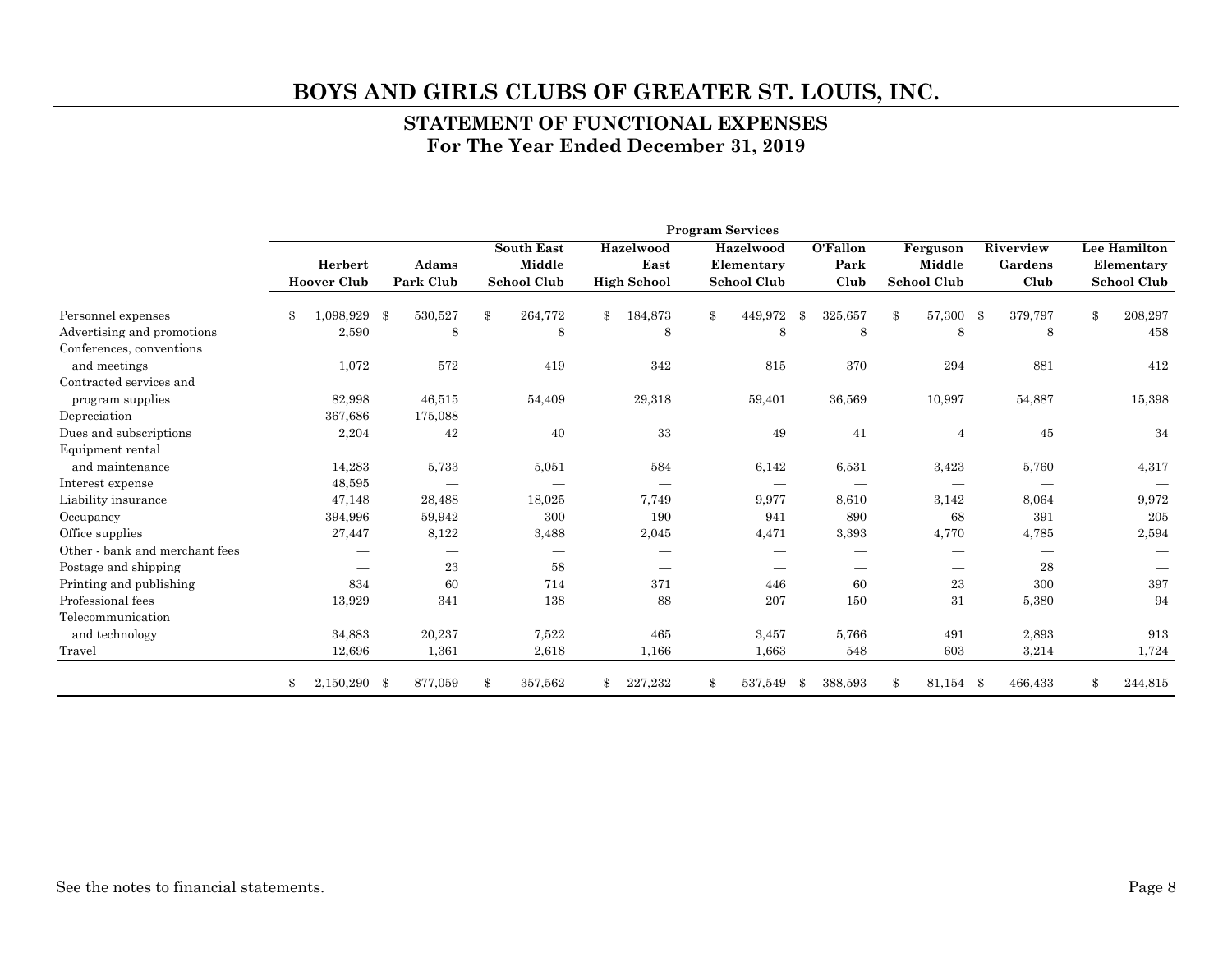# BOYS AND GIRLS CLUBS OF GREATER ST. LOUIS, INC.

## STATEMENT OF FUNCTIONAL EXPENSES
## For The Year Ended December 31, 2019

| | Program Services | | | | | | | | |
|---|---|---|---|---|---|---|---|---|---|
| | Herbert Hoover Club | Adams Park Club | South East Middle School Club | Hazelwood East High School | Hazelwood Elementary School Club | O'Fallon Park Club | Ferguson Middle School Club | Riverview Gardens Club | Lee Hamilton Elementary School Club |
| Personnel expenses | $ 1,098,929 | $ 530,527 | $ 264,772 | $ 184,873 | $ 449,972 | $ 325,657 | $ 57,300 | $ 379,797 | $ 208,297 |
| Advertising and promotions | 2,590 | 8 | 8 | 8 | 8 | 8 | 8 | 8 | 458 |
| Conferences, conventions and meetings | 1,072 | 572 | 419 | 342 | 815 | 370 | 294 | 881 | 412 |
| Contracted services and program supplies | 82,998 | 46,515 | 54,409 | 29,318 | 59,401 | 36,569 | 10,997 | 54,887 | 15,398 |
| Depreciation | 367,686 | 175,088 | — | — | — | — | — | — | — |
| Dues and subscriptions | 2,204 | 42 | 40 | 33 | 49 | 41 | 4 | 45 | 34 |
| Equipment rental and maintenance | 14,283 | 5,733 | 5,051 | 584 | 6,142 | 6,531 | 3,423 | 5,760 | 4,317 |
| Interest expense | 48,595 | — | — | — | — | — | — | — | — |
| Liability insurance | 47,148 | 28,488 | 18,025 | 7,749 | 9,977 | 8,610 | 3,142 | 8,064 | 9,972 |
| Occupancy | 394,996 | 59,942 | 300 | 190 | 941 | 890 | 68 | 391 | 205 |
| Office supplies | 27,447 | 8,122 | 3,488 | 2,045 | 4,471 | 3,393 | 4,770 | 4,785 | 2,594 |
| Other - bank and merchant fees | — | — | — | — | — | — | — | — | — |
| Postage and shipping | — | 23 | 58 | — | — | — | — | 28 | — |
| Printing and publishing | 834 | 60 | 714 | 371 | 446 | 60 | 23 | 300 | 397 |
| Professional fees | 13,929 | 341 | 138 | 88 | 207 | 150 | 31 | 5,380 | 94 |
| Telecommunication and technology | 34,883 | 20,237 | 7,522 | 465 | 3,457 | 5,766 | 491 | 2,893 | 913 |
| Travel | 12,696 | 1,361 | 2,618 | 1,166 | 1,663 | 548 | 603 | 3,214 | 1,724 |
| | $ 2,150,290 | $ 877,059 | $ 357,562 | $ 227,232 | $ 537,549 | $ 388,593 | $ 81,154 | $ 466,433 | $ 244,815 |

See the notes to financial statements.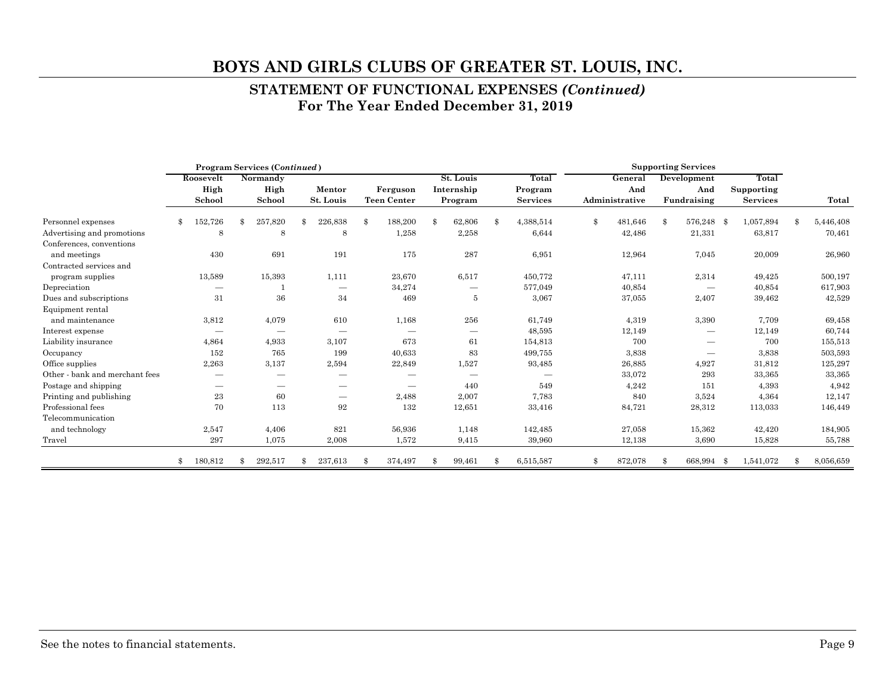# BOYS AND GIRLS CLUBS OF GREATER ST. LOUIS, INC.

## STATEMENT OF FUNCTIONAL EXPENSES *(Continued)*
## For The Year Ended December 31, 2019

| | Program Services (*Continued*) | | | | | | Supporting Services | | | |
|---|---|---|---|---|---|---|---|---|---|---|
| | Roosevelt High School | Normandy High School | Mentor St. Louis | Ferguson Teen Center | St. Louis Internship Program | Total Program Services | General And Administrative | Development And Fundraising | Total Supporting Services | Total |
| Personnel expenses | $ 152,726 | $ 257,820 | $ 226,838 | $ 188,200 | $ 62,806 | $ 4,388,514 | $ 481,646 | $ 576,248 | $ 1,057,894 | $ 5,446,408 |
| Advertising and promotions | 8 | 8 | 8 | 1,258 | 2,258 | 6,644 | 42,486 | 21,331 | 63,817 | 70,461 |
| Conferences, conventions and meetings | 430 | 691 | 191 | 175 | 287 | 6,951 | 12,964 | 7,045 | 20,009 | 26,960 |
| Contracted services and program supplies | 13,589 | 15,393 | 1,111 | 23,670 | 6,517 | 450,772 | 47,111 | 2,314 | 49,425 | 500,197 |
| Depreciation | — | 1 | — | 34,274 | — | 577,049 | 40,854 | — | 40,854 | 617,903 |
| Dues and subscriptions | 31 | 36 | 34 | 469 | 5 | 3,067 | 37,055 | 2,407 | 39,462 | 42,529 |
| Equipment rental and maintenance | 3,812 | 4,079 | 610 | 1,168 | 256 | 61,749 | 4,319 | 3,390 | 7,709 | 69,458 |
| Interest expense | — | — | — | — | — | 48,595 | 12,149 | — | 12,149 | 60,744 |
| Liability insurance | 4,864 | 4,933 | 3,107 | 673 | 61 | 154,813 | 700 | — | 700 | 155,513 |
| Occupancy | 152 | 765 | 199 | 40,633 | 83 | 499,755 | 3,838 | — | 3,838 | 503,593 |
| Office supplies | 2,263 | 3,137 | 2,594 | 22,849 | 1,527 | 93,485 | 26,885 | 4,927 | 31,812 | 125,297 |
| Other - bank and merchant fees | — | — | — | — | — | — | 33,072 | 293 | 33,365 | 33,365 |
| Postage and shipping | — | — | — | — | 440 | 549 | 4,242 | 151 | 4,393 | 4,942 |
| Printing and publishing | 23 | 60 | — | 2,488 | 2,007 | 7,783 | 840 | 3,524 | 4,364 | 12,147 |
| Professional fees | 70 | 113 | 92 | 132 | 12,651 | 33,416 | 84,721 | 28,312 | 113,033 | 146,449 |
| Telecommunication and technology | 2,547 | 4,406 | 821 | 56,936 | 1,148 | 142,485 | 27,058 | 15,362 | 42,420 | 184,905 |
| Travel | 297 | 1,075 | 2,008 | 1,572 | 9,415 | 39,960 | 12,138 | 3,690 | 15,828 | 55,788 |
| | $ 180,812 | $ 292,517 | $ 237,613 | $ 374,497 | $ 99,461 | $ 6,515,587 | $ 872,078 | $ 668,994 | $ 1,541,072 | $ 8,056,659 |

See the notes to financial statements.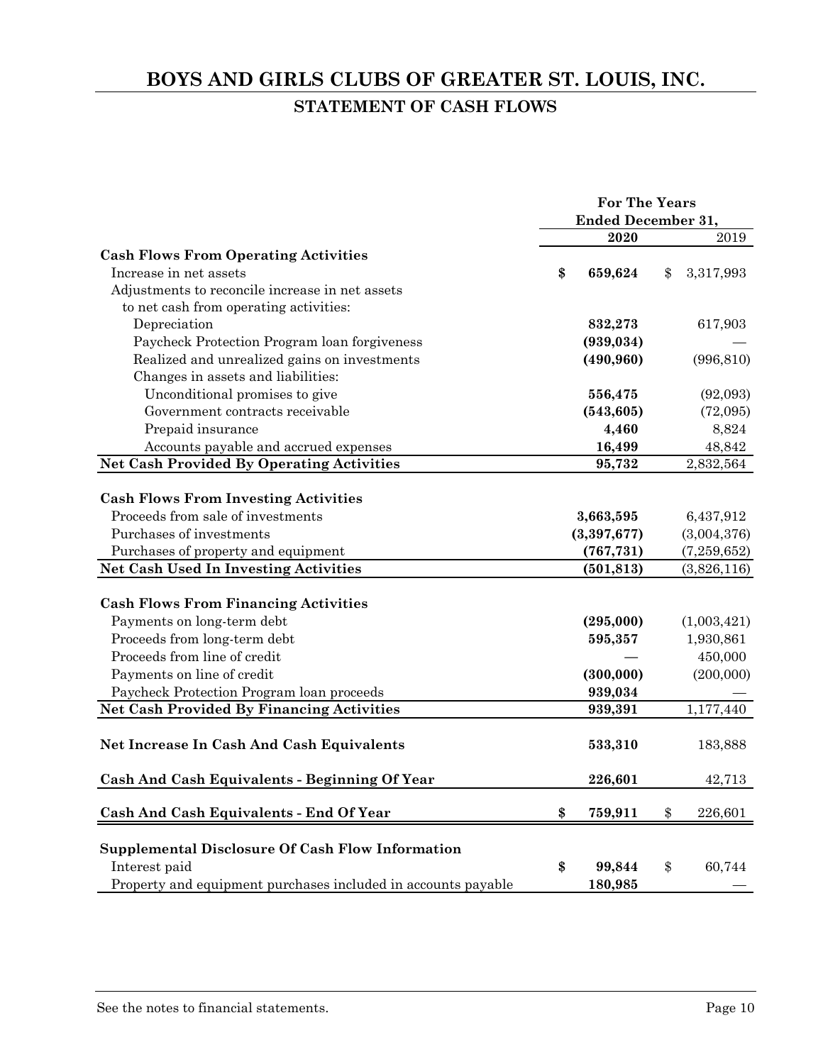# BOYS AND GIRLS CLUBS OF GREATER ST. LOUIS, INC.

## STATEMENT OF CASH FLOWS

| | For The Years Ended December 31, | |
|---|---|---|
| | **2020** | 2019 |
| **Cash Flows From Operating Activities** | | |
| Increase in net assets | **$ 659,624** | $ 3,317,993 |
| Adjustments to reconcile increase in net assets to net cash from operating activities: | | |
| Depreciation | **832,273** | 617,903 |
| Paycheck Protection Program loan forgiveness | **(939,034)** | — |
| Realized and unrealized gains on investments | **(490,960)** | (996,810) |
| Changes in assets and liabilities: | | |
| Unconditional promises to give | **556,475** | (92,093) |
| Government contracts receivable | **(543,605)** | (72,095) |
| Prepaid insurance | **4,460** | 8,824 |
| Accounts payable and accrued expenses | **16,499** | 48,842 |
| **Net Cash Provided By Operating Activities** | **95,732** | 2,832,564 |
| **Cash Flows From Investing Activities** | | |
| Proceeds from sale of investments | **3,663,595** | 6,437,912 |
| Purchases of investments | **(3,397,677)** | (3,004,376) |
| Purchases of property and equipment | **(767,731)** | (7,259,652) |
| **Net Cash Used In Investing Activities** | **(501,813)** | (3,826,116) |
| **Cash Flows From Financing Activities** | | |
| Payments on long-term debt | **(295,000)** | (1,003,421) |
| Proceeds from long-term debt | **595,357** | 1,930,861 |
| Proceeds from line of credit | — | 450,000 |
| Payments on line of credit | **(300,000)** | (200,000) |
| Paycheck Protection Program loan proceeds | **939,034** | — |
| **Net Cash Provided By Financing Activities** | **939,391** | 1,177,440 |
| **Net Increase In Cash And Cash Equivalents** | **533,310** | 183,888 |
| **Cash And Cash Equivalents - Beginning Of Year** | **226,601** | 42,713 |
| **Cash And Cash Equivalents - End Of Year** | **$ 759,911** | $ 226,601 |
| **Supplemental Disclosure Of Cash Flow Information** | | |
| Interest paid | **$ 99,844** | $ 60,744 |
| Property and equipment purchases included in accounts payable | **180,985** | — |

See the notes to financial statements.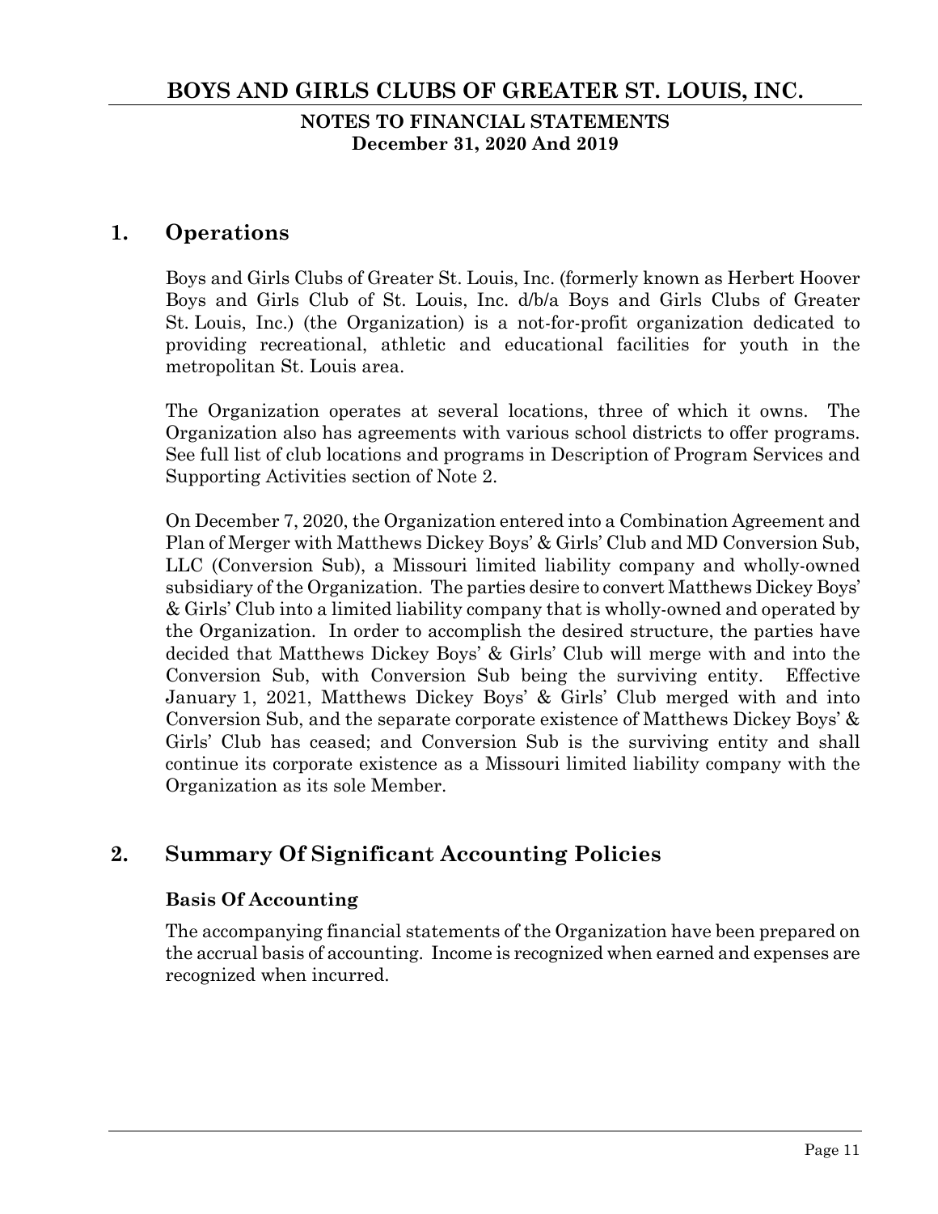# 1. Operations

Boys and Girls Clubs of Greater St. Louis, Inc. (formerly known as Herbert Hoover Boys and Girls Club of St. Louis, Inc. d/b/a Boys and Girls Clubs of Greater St. Louis, Inc.) (the Organization) is a not-for-profit organization dedicated to providing recreational, athletic and educational facilities for youth in the metropolitan St. Louis area.

The Organization operates at several locations, three of which it owns. The Organization also has agreements with various school districts to offer programs. See full list of club locations and programs in Description of Program Services and Supporting Activities section of Note 2.

On December 7, 2020, the Organization entered into a Combination Agreement and Plan of Merger with Matthews Dickey Boys' & Girls' Club and MD Conversion Sub, LLC (Conversion Sub), a Missouri limited liability company and wholly-owned subsidiary of the Organization. The parties desire to convert Matthews Dickey Boys' & Girls' Club into a limited liability company that is wholly-owned and operated by the Organization. In order to accomplish the desired structure, the parties have decided that Matthews Dickey Boys' & Girls' Club will merge with and into the Conversion Sub, with Conversion Sub being the surviving entity. Effective January 1, 2021, Matthews Dickey Boys' & Girls' Club merged with and into Conversion Sub, and the separate corporate existence of Matthews Dickey Boys' & Girls' Club has ceased; and Conversion Sub is the surviving entity and shall continue its corporate existence as a Missouri limited liability company with the Organization as its sole Member.

# 2. Summary Of Significant Accounting Policies

### Basis Of Accounting

The accompanying financial statements of the Organization have been prepared on the accrual basis of accounting. Income is recognized when earned and expenses are recognized when incurred.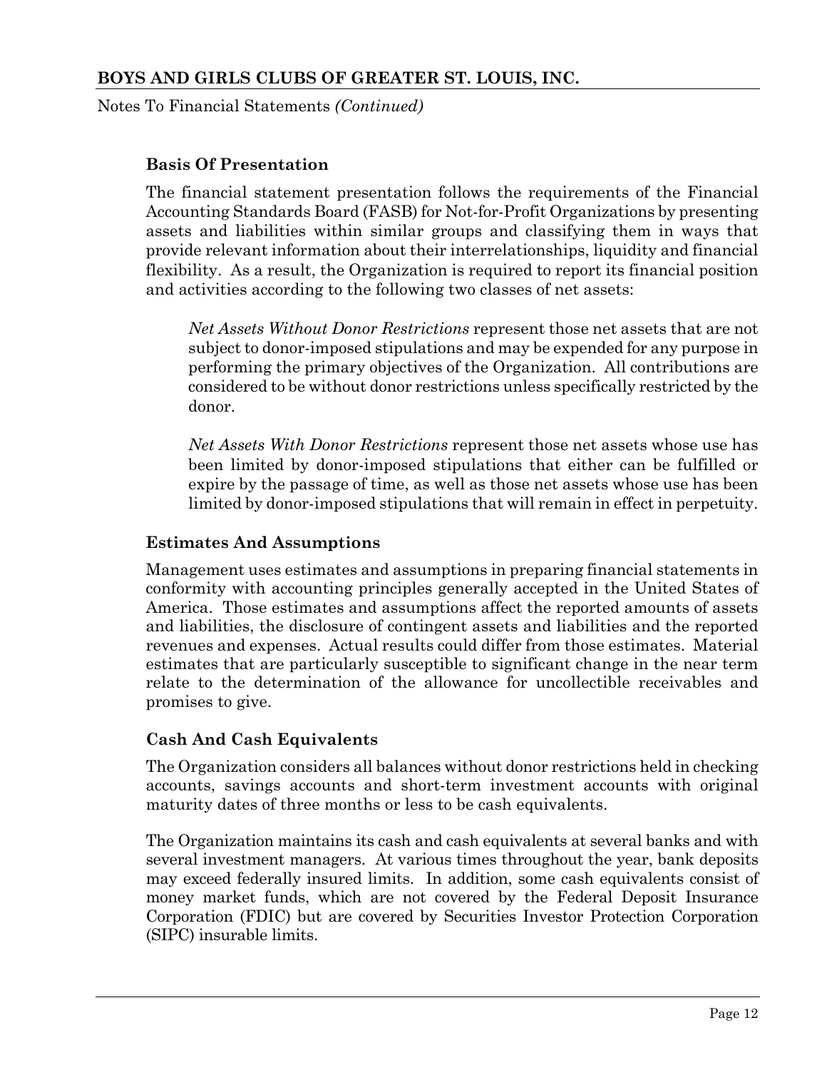### Basis Of Presentation

The financial statement presentation follows the requirements of the Financial Accounting Standards Board (FASB) for Not-for-Profit Organizations by presenting assets and liabilities within similar groups and classifying them in ways that provide relevant information about their interrelationships, liquidity and financial flexibility. As a result, the Organization is required to report its financial position and activities according to the following two classes of net assets:

*Net Assets Without Donor Restrictions* represent those net assets that are not subject to donor-imposed stipulations and may be expended for any purpose in performing the primary objectives of the Organization. All contributions are considered to be without donor restrictions unless specifically restricted by the donor.

*Net Assets With Donor Restrictions* represent those net assets whose use has been limited by donor-imposed stipulations that either can be fulfilled or expire by the passage of time, as well as those net assets whose use has been limited by donor-imposed stipulations that will remain in effect in perpetuity.

### Estimates And Assumptions

Management uses estimates and assumptions in preparing financial statements in conformity with accounting principles generally accepted in the United States of America. Those estimates and assumptions affect the reported amounts of assets and liabilities, the disclosure of contingent assets and liabilities and the reported revenues and expenses. Actual results could differ from those estimates. Material estimates that are particularly susceptible to significant change in the near term relate to the determination of the allowance for uncollectible receivables and promises to give.

### Cash And Cash Equivalents

The Organization considers all balances without donor restrictions held in checking accounts, savings accounts and short-term investment accounts with original maturity dates of three months or less to be cash equivalents.

The Organization maintains its cash and cash equivalents at several banks and with several investment managers. At various times throughout the year, bank deposits may exceed federally insured limits. In addition, some cash equivalents consist of money market funds, which are not covered by the Federal Deposit Insurance Corporation (FDIC) but are covered by Securities Investor Protection Corporation (SIPC) insurable limits.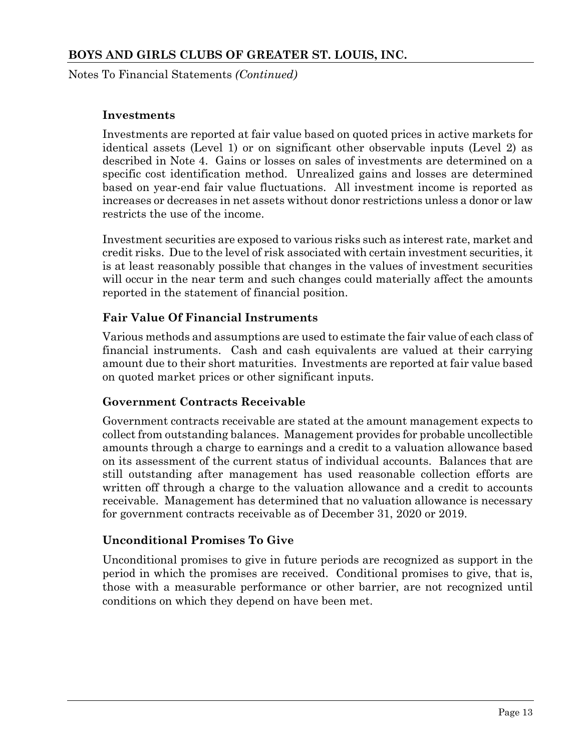### Investments

Investments are reported at fair value based on quoted prices in active markets for identical assets (Level 1) or on significant other observable inputs (Level 2) as described in Note 4. Gains or losses on sales of investments are determined on a specific cost identification method. Unrealized gains and losses are determined based on year-end fair value fluctuations. All investment income is reported as increases or decreases in net assets without donor restrictions unless a donor or law restricts the use of the income.

Investment securities are exposed to various risks such as interest rate, market and credit risks. Due to the level of risk associated with certain investment securities, it is at least reasonably possible that changes in the values of investment securities will occur in the near term and such changes could materially affect the amounts reported in the statement of financial position.

### Fair Value Of Financial Instruments

Various methods and assumptions are used to estimate the fair value of each class of financial instruments. Cash and cash equivalents are valued at their carrying amount due to their short maturities. Investments are reported at fair value based on quoted market prices or other significant inputs.

### Government Contracts Receivable

Government contracts receivable are stated at the amount management expects to collect from outstanding balances. Management provides for probable uncollectible amounts through a charge to earnings and a credit to a valuation allowance based on its assessment of the current status of individual accounts. Balances that are still outstanding after management has used reasonable collection efforts are written off through a charge to the valuation allowance and a credit to accounts receivable. Management has determined that no valuation allowance is necessary for government contracts receivable as of December 31, 2020 or 2019.

### Unconditional Promises To Give

Unconditional promises to give in future periods are recognized as support in the period in which the promises are received. Conditional promises to give, that is, those with a measurable performance or other barrier, are not recognized until conditions on which they depend on have been met.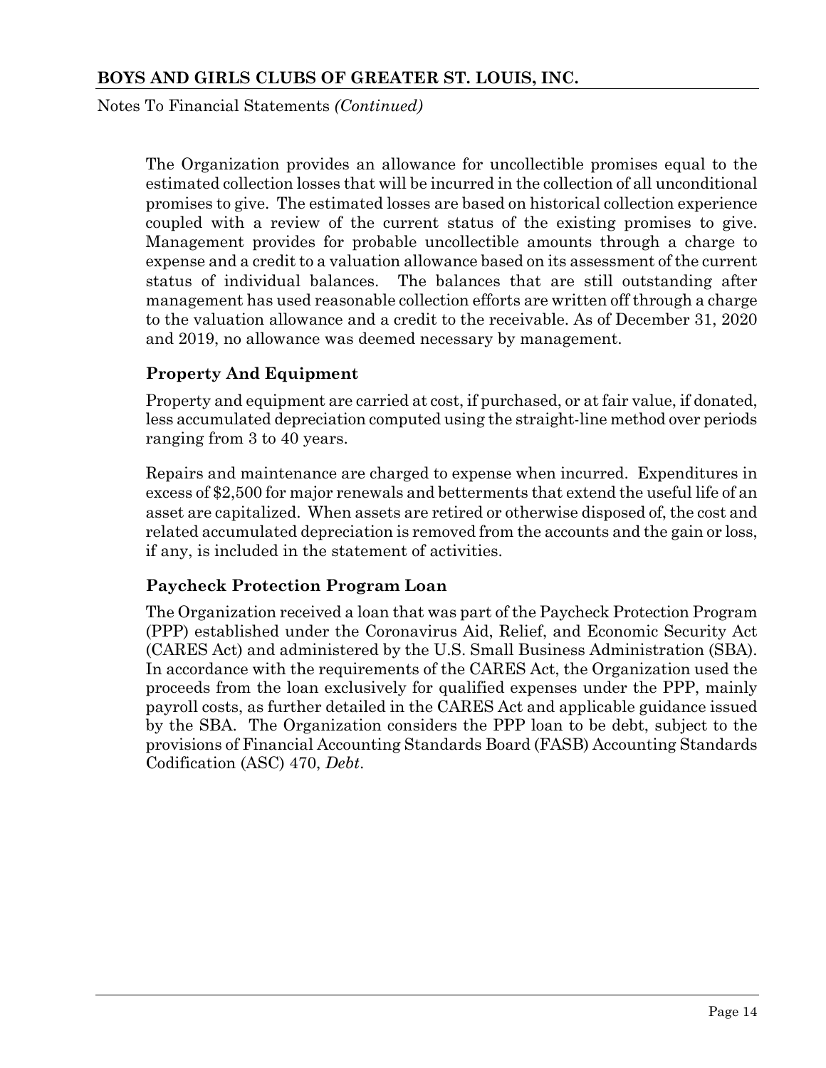The Organization provides an allowance for uncollectible promises equal to the estimated collection losses that will be incurred in the collection of all unconditional promises to give. The estimated losses are based on historical collection experience coupled with a review of the current status of the existing promises to give. Management provides for probable uncollectible amounts through a charge to expense and a credit to a valuation allowance based on its assessment of the current status of individual balances. The balances that are still outstanding after management has used reasonable collection efforts are written off through a charge to the valuation allowance and a credit to the receivable. As of December 31, 2020 and 2019, no allowance was deemed necessary by management.

### Property And Equipment

Property and equipment are carried at cost, if purchased, or at fair value, if donated, less accumulated depreciation computed using the straight-line method over periods ranging from 3 to 40 years.

Repairs and maintenance are charged to expense when incurred. Expenditures in excess of $2,500 for major renewals and betterments that extend the useful life of an asset are capitalized. When assets are retired or otherwise disposed of, the cost and related accumulated depreciation is removed from the accounts and the gain or loss, if any, is included in the statement of activities.

### Paycheck Protection Program Loan

The Organization received a loan that was part of the Paycheck Protection Program (PPP) established under the Coronavirus Aid, Relief, and Economic Security Act (CARES Act) and administered by the U.S. Small Business Administration (SBA). In accordance with the requirements of the CARES Act, the Organization used the proceeds from the loan exclusively for qualified expenses under the PPP, mainly payroll costs, as further detailed in the CARES Act and applicable guidance issued by the SBA. The Organization considers the PPP loan to be debt, subject to the provisions of Financial Accounting Standards Board (FASB) Accounting Standards Codification (ASC) 470, *Debt*.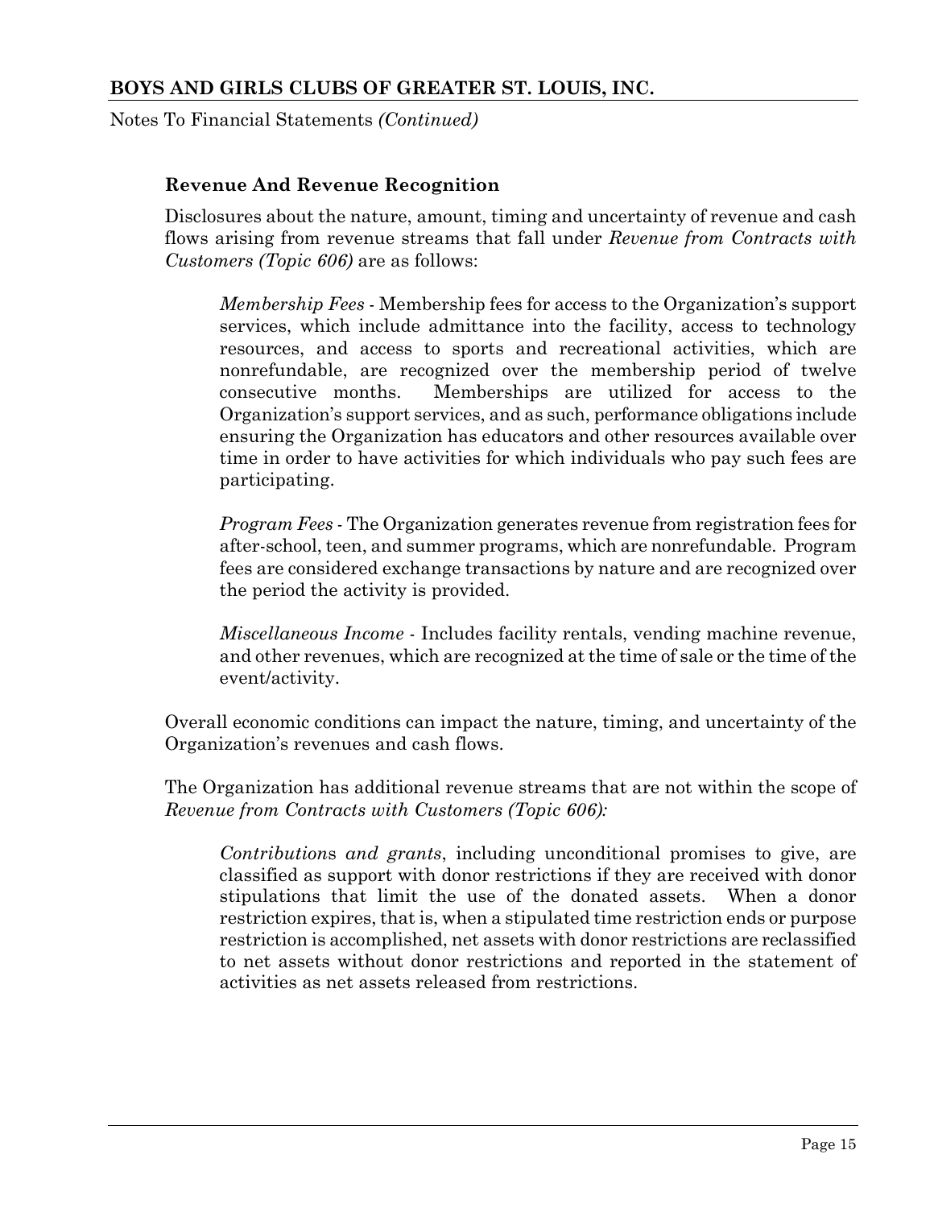### Revenue And Revenue Recognition

Disclosures about the nature, amount, timing and uncertainty of revenue and cash flows arising from revenue streams that fall under *Revenue from Contracts with Customers (Topic 606)* are as follows:

> *Membership Fees* - Membership fees for access to the Organization's support services, which include admittance into the facility, access to technology resources, and access to sports and recreational activities, which are nonrefundable, are recognized over the membership period of twelve consecutive months. Memberships are utilized for access to the Organization's support services, and as such, performance obligations include ensuring the Organization has educators and other resources available over time in order to have activities for which individuals who pay such fees are participating.
>
> *Program Fees* - The Organization generates revenue from registration fees for after-school, teen, and summer programs, which are nonrefundable. Program fees are considered exchange transactions by nature and are recognized over the period the activity is provided.
>
> *Miscellaneous Income* - Includes facility rentals, vending machine revenue, and other revenues, which are recognized at the time of sale or the time of the event/activity.

Overall economic conditions can impact the nature, timing, and uncertainty of the Organization's revenues and cash flows.

The Organization has additional revenue streams that are not within the scope of *Revenue from Contracts with Customers (Topic 606):*

> *Contributions and grants*, including unconditional promises to give, are classified as support with donor restrictions if they are received with donor stipulations that limit the use of the donated assets. When a donor restriction expires, that is, when a stipulated time restriction ends or purpose restriction is accomplished, net assets with donor restrictions are reclassified to net assets without donor restrictions and reported in the statement of activities as net assets released from restrictions.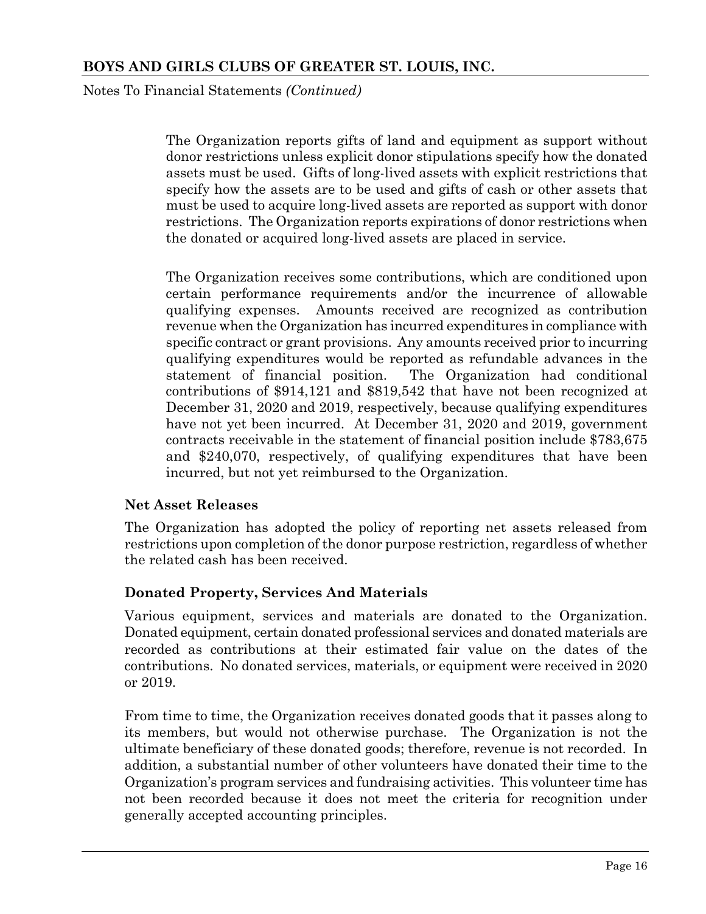The Organization reports gifts of land and equipment as support without donor restrictions unless explicit donor stipulations specify how the donated assets must be used. Gifts of long-lived assets with explicit restrictions that specify how the assets are to be used and gifts of cash or other assets that must be used to acquire long-lived assets are reported as support with donor restrictions. The Organization reports expirations of donor restrictions when the donated or acquired long-lived assets are placed in service.

The Organization receives some contributions, which are conditioned upon certain performance requirements and/or the incurrence of allowable qualifying expenses. Amounts received are recognized as contribution revenue when the Organization has incurred expenditures in compliance with specific contract or grant provisions. Any amounts received prior to incurring qualifying expenditures would be reported as refundable advances in the statement of financial position. The Organization had conditional contributions of $914,121 and $819,542 that have not been recognized at December 31, 2020 and 2019, respectively, because qualifying expenditures have not yet been incurred. At December 31, 2020 and 2019, government contracts receivable in the statement of financial position include $783,675 and $240,070, respectively, of qualifying expenditures that have been incurred, but not yet reimbursed to the Organization.

### Net Asset Releases

The Organization has adopted the policy of reporting net assets released from restrictions upon completion of the donor purpose restriction, regardless of whether the related cash has been received.

### Donated Property, Services And Materials

Various equipment, services and materials are donated to the Organization. Donated equipment, certain donated professional services and donated materials are recorded as contributions at their estimated fair value on the dates of the contributions. No donated services, materials, or equipment were received in 2020 or 2019.

From time to time, the Organization receives donated goods that it passes along to its members, but would not otherwise purchase. The Organization is not the ultimate beneficiary of these donated goods; therefore, revenue is not recorded. In addition, a substantial number of other volunteers have donated their time to the Organization's program services and fundraising activities. This volunteer time has not been recorded because it does not meet the criteria for recognition under generally accepted accounting principles.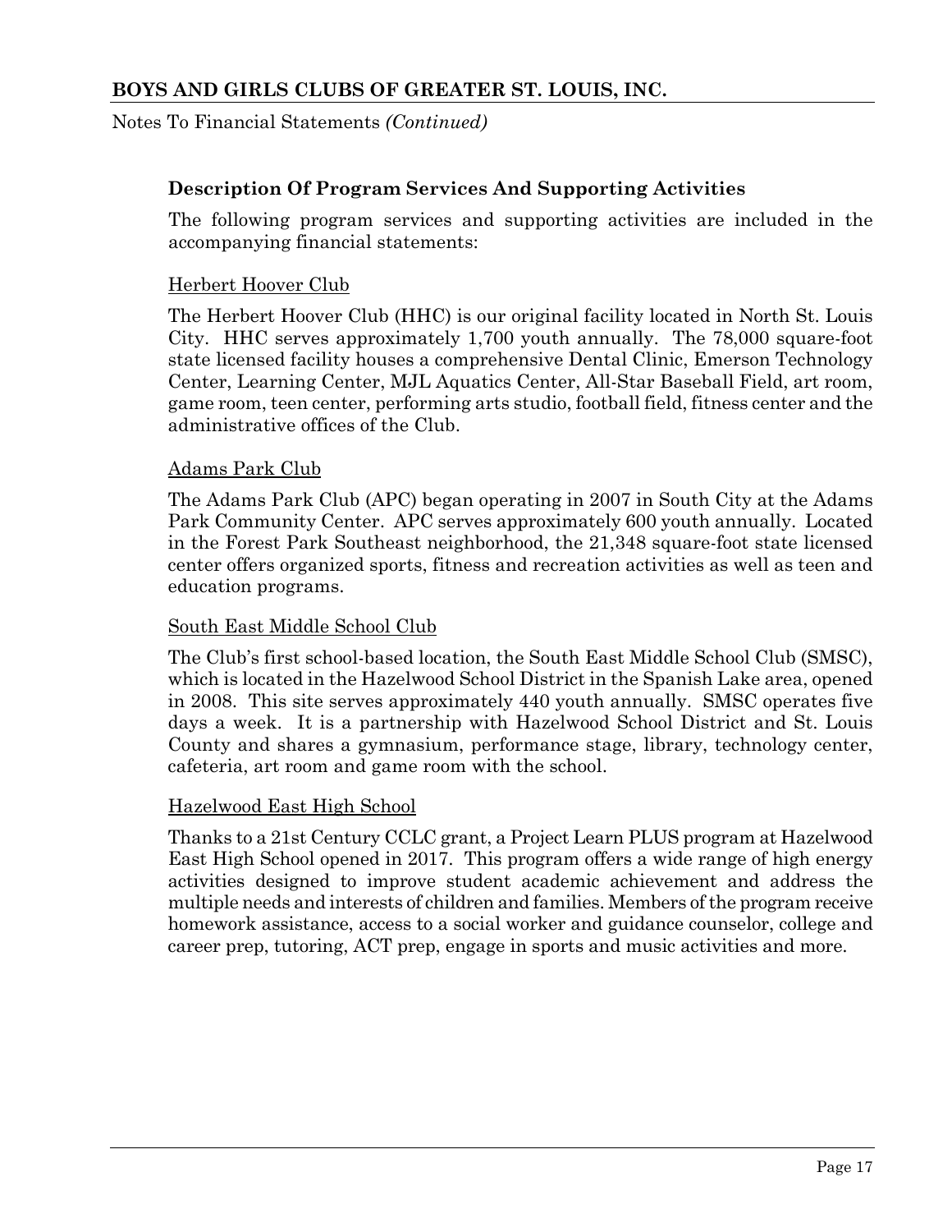### Description Of Program Services And Supporting Activities

The following program services and supporting activities are included in the accompanying financial statements:

<u>Herbert Hoover Club</u>

The Herbert Hoover Club (HHC) is our original facility located in North St. Louis City. HHC serves approximately 1,700 youth annually. The 78,000 square-foot state licensed facility houses a comprehensive Dental Clinic, Emerson Technology Center, Learning Center, MJL Aquatics Center, All-Star Baseball Field, art room, game room, teen center, performing arts studio, football field, fitness center and the administrative offices of the Club.

<u>Adams Park Club</u>

The Adams Park Club (APC) began operating in 2007 in South City at the Adams Park Community Center. APC serves approximately 600 youth annually. Located in the Forest Park Southeast neighborhood, the 21,348 square-foot state licensed center offers organized sports, fitness and recreation activities as well as teen and education programs.

<u>South East Middle School Club</u>

The Club's first school-based location, the South East Middle School Club (SMSC), which is located in the Hazelwood School District in the Spanish Lake area, opened in 2008. This site serves approximately 440 youth annually. SMSC operates five days a week. It is a partnership with Hazelwood School District and St. Louis County and shares a gymnasium, performance stage, library, technology center, cafeteria, art room and game room with the school.

<u>Hazelwood East High School</u>

Thanks to a 21st Century CCLC grant, a Project Learn PLUS program at Hazelwood East High School opened in 2017. This program offers a wide range of high energy activities designed to improve student academic achievement and address the multiple needs and interests of children and families. Members of the program receive homework assistance, access to a social worker and guidance counselor, college and career prep, tutoring, ACT prep, engage in sports and music activities and more.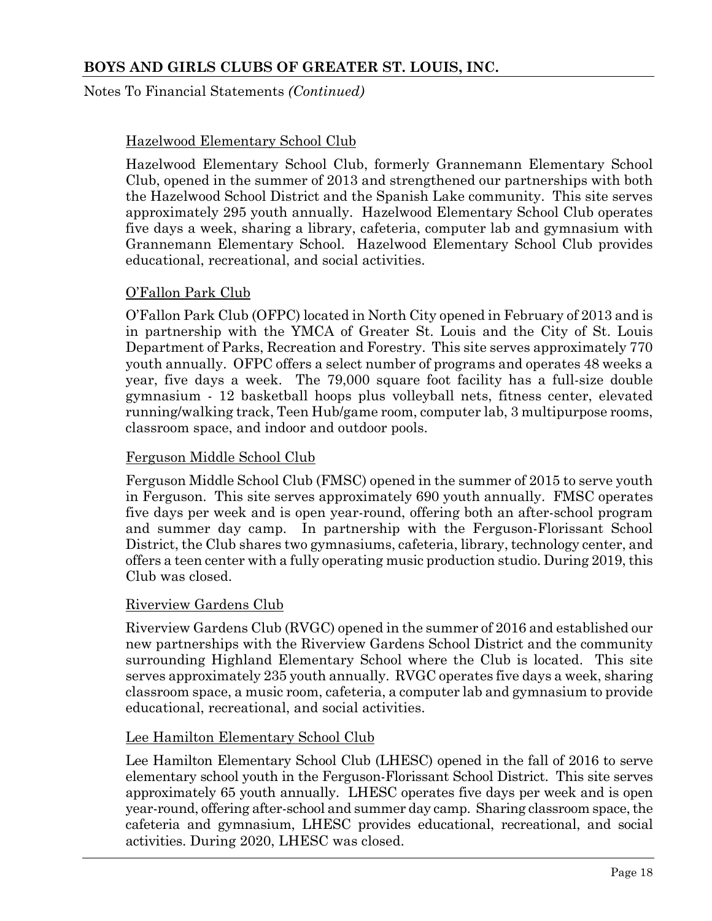Hazelwood Elementary School Club

Hazelwood Elementary School Club, formerly Grannemann Elementary School Club, opened in the summer of 2013 and strengthened our partnerships with both the Hazelwood School District and the Spanish Lake community. This site serves approximately 295 youth annually. Hazelwood Elementary School Club operates five days a week, sharing a library, cafeteria, computer lab and gymnasium with Grannemann Elementary School. Hazelwood Elementary School Club provides educational, recreational, and social activities.

O'Fallon Park Club

O'Fallon Park Club (OFPC) located in North City opened in February of 2013 and is in partnership with the YMCA of Greater St. Louis and the City of St. Louis Department of Parks, Recreation and Forestry. This site serves approximately 770 youth annually. OFPC offers a select number of programs and operates 48 weeks a year, five days a week. The 79,000 square foot facility has a full-size double gymnasium - 12 basketball hoops plus volleyball nets, fitness center, elevated running/walking track, Teen Hub/game room, computer lab, 3 multipurpose rooms, classroom space, and indoor and outdoor pools.

Ferguson Middle School Club

Ferguson Middle School Club (FMSC) opened in the summer of 2015 to serve youth in Ferguson. This site serves approximately 690 youth annually. FMSC operates five days per week and is open year-round, offering both an after-school program and summer day camp. In partnership with the Ferguson-Florissant School District, the Club shares two gymnasiums, cafeteria, library, technology center, and offers a teen center with a fully operating music production studio. During 2019, this Club was closed.

Riverview Gardens Club

Riverview Gardens Club (RVGC) opened in the summer of 2016 and established our new partnerships with the Riverview Gardens School District and the community surrounding Highland Elementary School where the Club is located. This site serves approximately 235 youth annually. RVGC operates five days a week, sharing classroom space, a music room, cafeteria, a computer lab and gymnasium to provide educational, recreational, and social activities.

Lee Hamilton Elementary School Club

Lee Hamilton Elementary School Club (LHESC) opened in the fall of 2016 to serve elementary school youth in the Ferguson-Florissant School District. This site serves approximately 65 youth annually. LHESC operates five days per week and is open year-round, offering after-school and summer day camp. Sharing classroom space, the cafeteria and gymnasium, LHESC provides educational, recreational, and social activities. During 2020, LHESC was closed.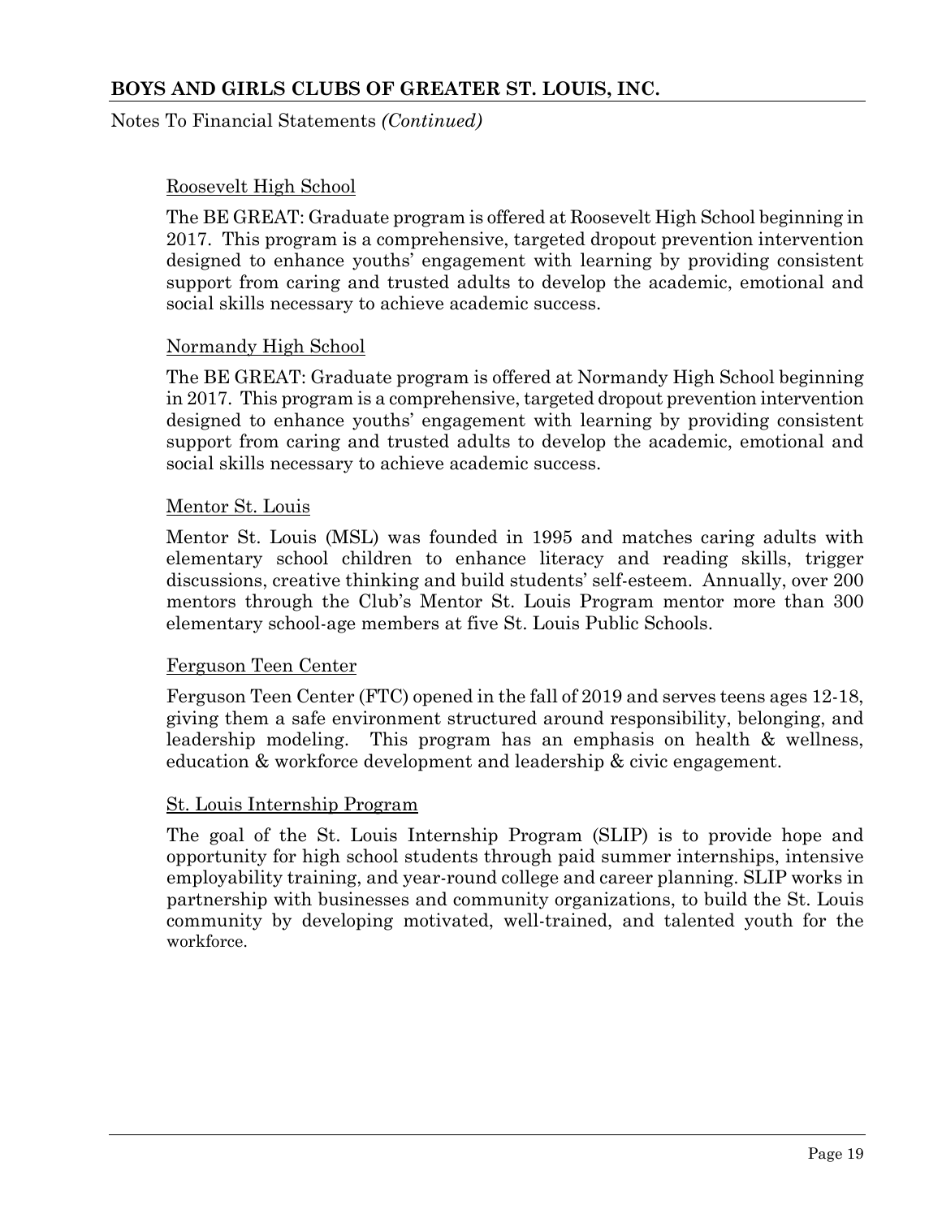Roosevelt High School

The BE GREAT: Graduate program is offered at Roosevelt High School beginning in 2017. This program is a comprehensive, targeted dropout prevention intervention designed to enhance youths' engagement with learning by providing consistent support from caring and trusted adults to develop the academic, emotional and social skills necessary to achieve academic success.

Normandy High School

The BE GREAT: Graduate program is offered at Normandy High School beginning in 2017. This program is a comprehensive, targeted dropout prevention intervention designed to enhance youths' engagement with learning by providing consistent support from caring and trusted adults to develop the academic, emotional and social skills necessary to achieve academic success.

Mentor St. Louis

Mentor St. Louis (MSL) was founded in 1995 and matches caring adults with elementary school children to enhance literacy and reading skills, trigger discussions, creative thinking and build students' self-esteem. Annually, over 200 mentors through the Club's Mentor St. Louis Program mentor more than 300 elementary school-age members at five St. Louis Public Schools.

Ferguson Teen Center

Ferguson Teen Center (FTC) opened in the fall of 2019 and serves teens ages 12-18, giving them a safe environment structured around responsibility, belonging, and leadership modeling. This program has an emphasis on health & wellness, education & workforce development and leadership & civic engagement.

St. Louis Internship Program

The goal of the St. Louis Internship Program (SLIP) is to provide hope and opportunity for high school students through paid summer internships, intensive employability training, and year-round college and career planning. SLIP works in partnership with businesses and community organizations, to build the St. Louis community by developing motivated, well-trained, and talented youth for the workforce.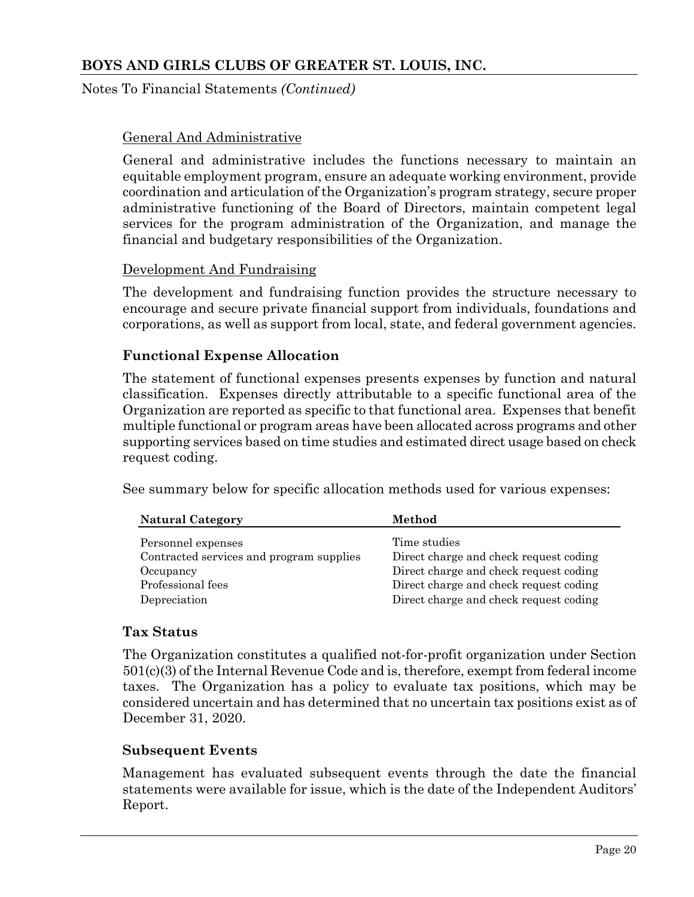#### General And Administrative

General and administrative includes the functions necessary to maintain an equitable employment program, ensure an adequate working environment, provide coordination and articulation of the Organization's program strategy, secure proper administrative functioning of the Board of Directors, maintain competent legal services for the program administration of the Organization, and manage the financial and budgetary responsibilities of the Organization.

#### Development And Fundraising

The development and fundraising function provides the structure necessary to encourage and secure private financial support from individuals, foundations and corporations, as well as support from local, state, and federal government agencies.

### Functional Expense Allocation

The statement of functional expenses presents expenses by function and natural classification. Expenses directly attributable to a specific functional area of the Organization are reported as specific to that functional area. Expenses that benefit multiple functional or program areas have been allocated across programs and other supporting services based on time studies and estimated direct usage based on check request coding.

See summary below for specific allocation methods used for various expenses:

| Natural Category | Method |
|---|---|
| Personnel expenses | Time studies |
| Contracted services and program supplies | Direct charge and check request coding |
| Occupancy | Direct charge and check request coding |
| Professional fees | Direct charge and check request coding |
| Depreciation | Direct charge and check request coding |

### Tax Status

The Organization constitutes a qualified not-for-profit organization under Section 501(c)(3) of the Internal Revenue Code and is, therefore, exempt from federal income taxes. The Organization has a policy to evaluate tax positions, which may be considered uncertain and has determined that no uncertain tax positions exist as of December 31, 2020.

### Subsequent Events

Management has evaluated subsequent events through the date the financial statements were available for issue, which is the date of the Independent Auditors' Report.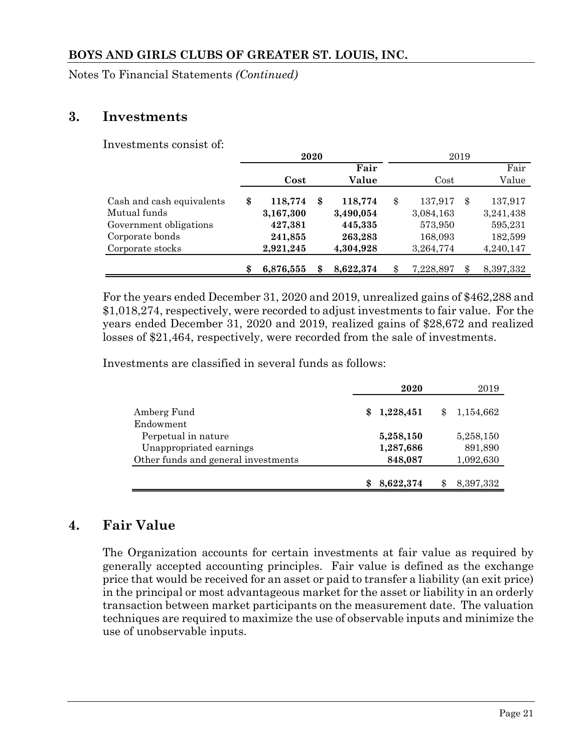BOYS AND GIRLS CLUBS OF GREATER ST. LOUIS, INC.

Notes To Financial Statements *(Continued)*

## 3. Investments

Investments consist of:

| | 2020 | | 2019 | |
|---|---|---|---|---|
| | Cost | Fair Value | Cost | Fair Value |
| Cash and cash equivalents | $ 118,774 | $ 118,774 | $ 137,917 | $ 137,917 |
| Mutual funds | 3,167,300 | 3,490,054 | 3,084,163 | 3,241,438 |
| Government obligations | 427,381 | 445,335 | 573,950 | 595,231 |
| Corporate bonds | 241,855 | 263,283 | 168,093 | 182,599 |
| Corporate stocks | 2,921,245 | 4,304,928 | 3,264,774 | 4,240,147 |
| | $ 6,876,555 | $ 8,622,374 | $ 7,228,897 | $ 8,397,332 |

For the years ended December 31, 2020 and 2019, unrealized gains of $462,288 and $1,018,274, respectively, were recorded to adjust investments to fair value. For the years ended December 31, 2020 and 2019, realized gains of $28,672 and realized losses of $21,464, respectively, were recorded from the sale of investments.

Investments are classified in several funds as follows:

| | 2020 | 2019 |
|---|---|---|
| Amberg Fund | $ 1,228,451 | $ 1,154,662 |
| Endowment | | |
| Perpetual in nature | 5,258,150 | 5,258,150 |
| Unappropriated earnings | 1,287,686 | 891,890 |
| Other funds and general investments | 848,087 | 1,092,630 |
| | $ 8,622,374 | $ 8,397,332 |

## 4. Fair Value

The Organization accounts for certain investments at fair value as required by generally accepted accounting principles. Fair value is defined as the exchange price that would be received for an asset or paid to transfer a liability (an exit price) in the principal or most advantageous market for the asset or liability in an orderly transaction between market participants on the measurement date. The valuation techniques are required to maximize the use of observable inputs and minimize the use of unobservable inputs.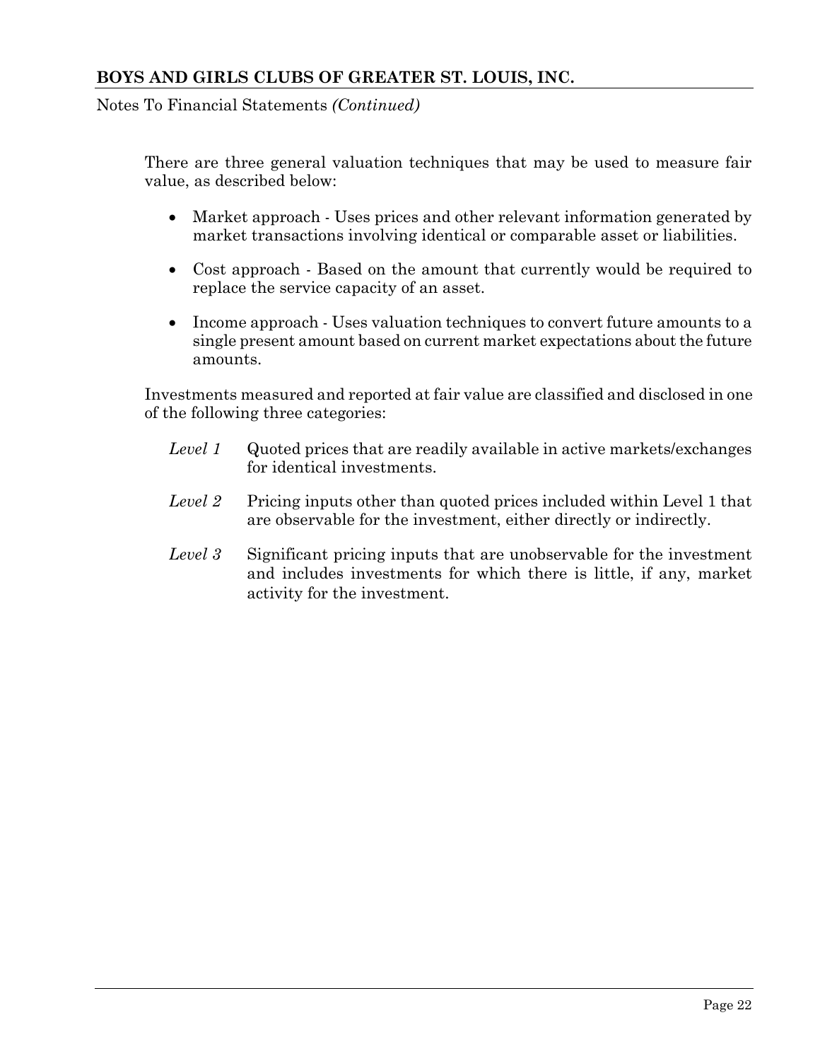There are three general valuation techniques that may be used to measure fair value, as described below:

- Market approach - Uses prices and other relevant information generated by market transactions involving identical or comparable asset or liabilities.

- Cost approach - Based on the amount that currently would be required to replace the service capacity of an asset.

- Income approach - Uses valuation techniques to convert future amounts to a single present amount based on current market expectations about the future amounts.

Investments measured and reported at fair value are classified and disclosed in one of the following three categories:

*Level 1* Quoted prices that are readily available in active markets/exchanges for identical investments.

*Level 2* Pricing inputs other than quoted prices included within Level 1 that are observable for the investment, either directly or indirectly.

*Level 3* Significant pricing inputs that are unobservable for the investment and includes investments for which there is little, if any, market activity for the investment.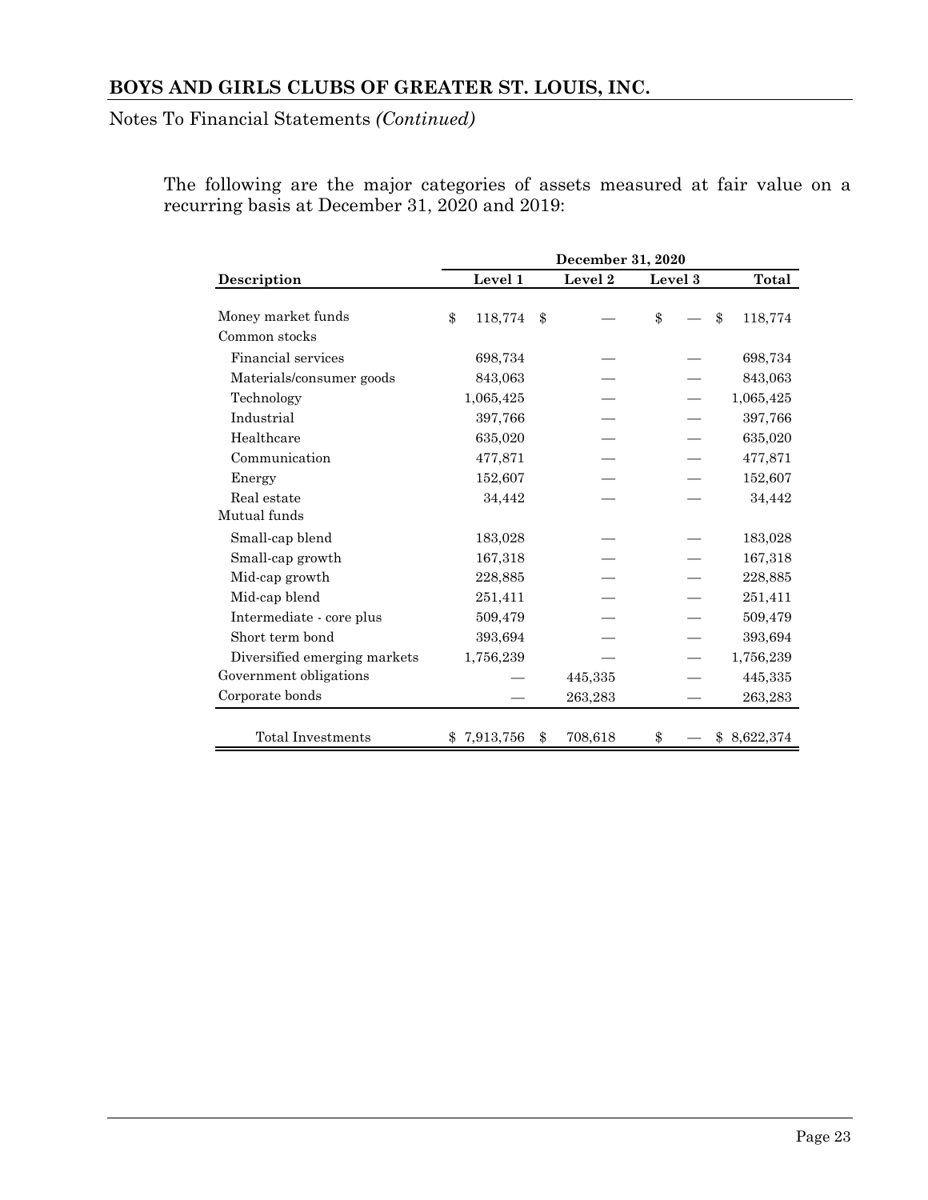The following are the major categories of assets measured at fair value on a recurring basis at December 31, 2020 and 2019:

| | December 31, 2020 | | | |
|---|---|---|---|---|
| **Description** | **Level 1** | **Level 2** | **Level 3** | **Total** |
| Money market funds | $ 118,774 | $ — | $ — | $ 118,774 |
| Common stocks | | | | |
| Financial services | 698,734 | — | — | 698,734 |
| Materials/consumer goods | 843,063 | — | — | 843,063 |
| Technology | 1,065,425 | — | — | 1,065,425 |
| Industrial | 397,766 | — | — | 397,766 |
| Healthcare | 635,020 | — | — | 635,020 |
| Communication | 477,871 | — | — | 477,871 |
| Energy | 152,607 | — | — | 152,607 |
| Real estate | 34,442 | — | — | 34,442 |
| Mutual funds | | | | |
| Small-cap blend | 183,028 | — | — | 183,028 |
| Small-cap growth | 167,318 | — | — | 167,318 |
| Mid-cap growth | 228,885 | — | — | 228,885 |
| Mid-cap blend | 251,411 | — | — | 251,411 |
| Intermediate - core plus | 509,479 | — | — | 509,479 |
| Short term bond | 393,694 | — | — | 393,694 |
| Diversified emerging markets | 1,756,239 | — | — | 1,756,239 |
| Government obligations | — | 445,335 | — | 445,335 |
| Corporate bonds | — | 263,283 | — | 263,283 |
| Total Investments | $ 7,913,756 | $ 708,618 | $ — | $ 8,622,374 |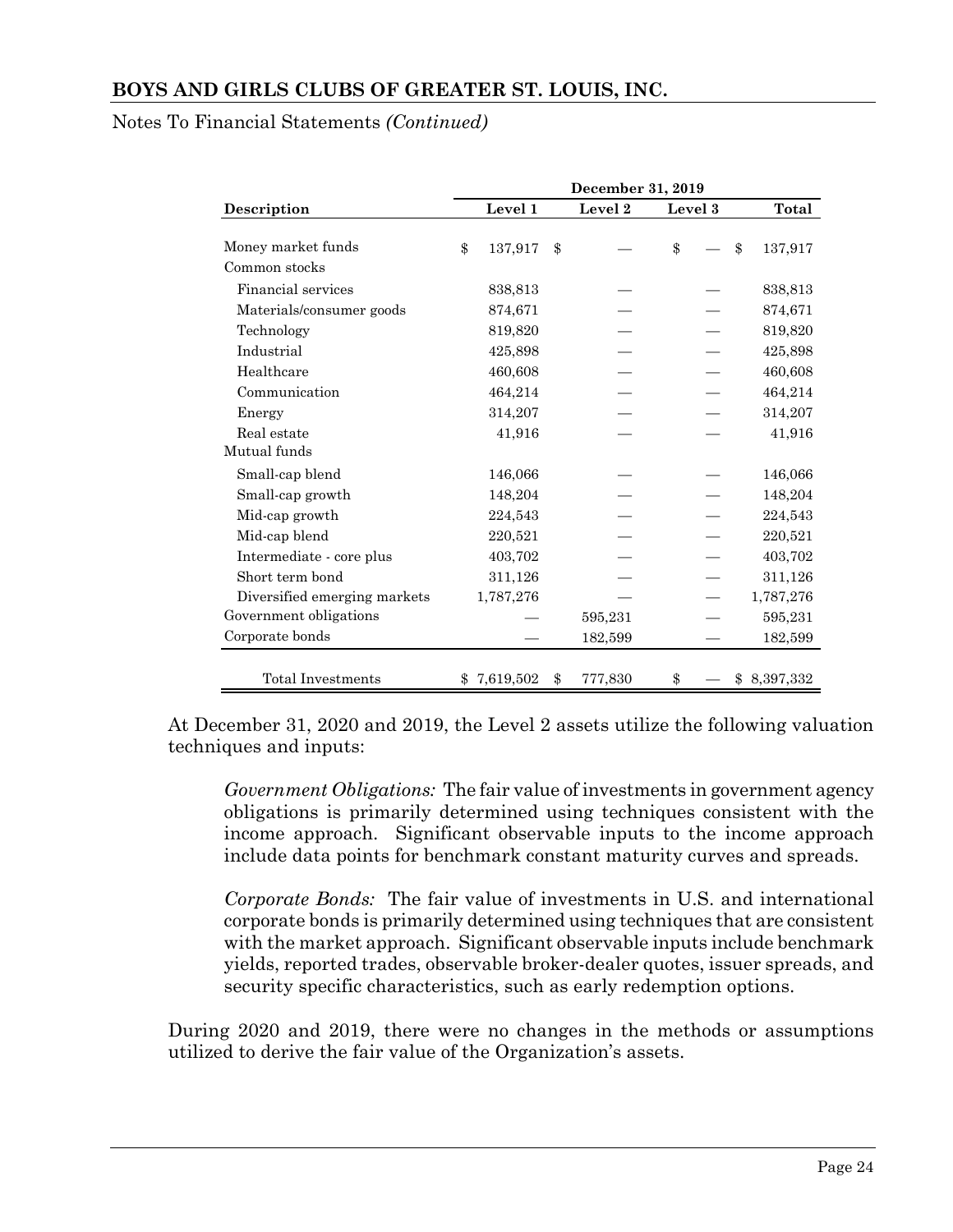**BOYS AND GIRLS CLUBS OF GREATER ST. LOUIS, INC.**

Notes To Financial Statements *(Continued)*

| | December 31, 2019 | | | |
|---|---|---|---|---|
| **Description** | **Level 1** | **Level 2** | **Level 3** | **Total** |
| Money market funds | $ 137,917 | $ — | $ — | $ 137,917 |
| Common stocks | | | | |
| Financial services | 838,813 | — | — | 838,813 |
| Materials/consumer goods | 874,671 | — | — | 874,671 |
| Technology | 819,820 | — | — | 819,820 |
| Industrial | 425,898 | — | — | 425,898 |
| Healthcare | 460,608 | — | — | 460,608 |
| Communication | 464,214 | — | — | 464,214 |
| Energy | 314,207 | — | — | 314,207 |
| Real estate | 41,916 | — | — | 41,916 |
| Mutual funds | | | | |
| Small-cap blend | 146,066 | — | — | 146,066 |
| Small-cap growth | 148,204 | — | — | 148,204 |
| Mid-cap growth | 224,543 | — | — | 224,543 |
| Mid-cap blend | 220,521 | — | — | 220,521 |
| Intermediate - core plus | 403,702 | — | — | 403,702 |
| Short term bond | 311,126 | — | — | 311,126 |
| Diversified emerging markets | 1,787,276 | — | — | 1,787,276 |
| Government obligations | — | 595,231 | — | 595,231 |
| Corporate bonds | — | 182,599 | — | 182,599 |
| Total Investments | $ 7,619,502 | $ 777,830 | $ — | $ 8,397,332 |

At December 31, 2020 and 2019, the Level 2 assets utilize the following valuation techniques and inputs:

*Government Obligations:* The fair value of investments in government agency obligations is primarily determined using techniques consistent with the income approach. Significant observable inputs to the income approach include data points for benchmark constant maturity curves and spreads.

*Corporate Bonds:* The fair value of investments in U.S. and international corporate bonds is primarily determined using techniques that are consistent with the market approach. Significant observable inputs include benchmark yields, reported trades, observable broker-dealer quotes, issuer spreads, and security specific characteristics, such as early redemption options.

During 2020 and 2019, there were no changes in the methods or assumptions utilized to derive the fair value of the Organization's assets.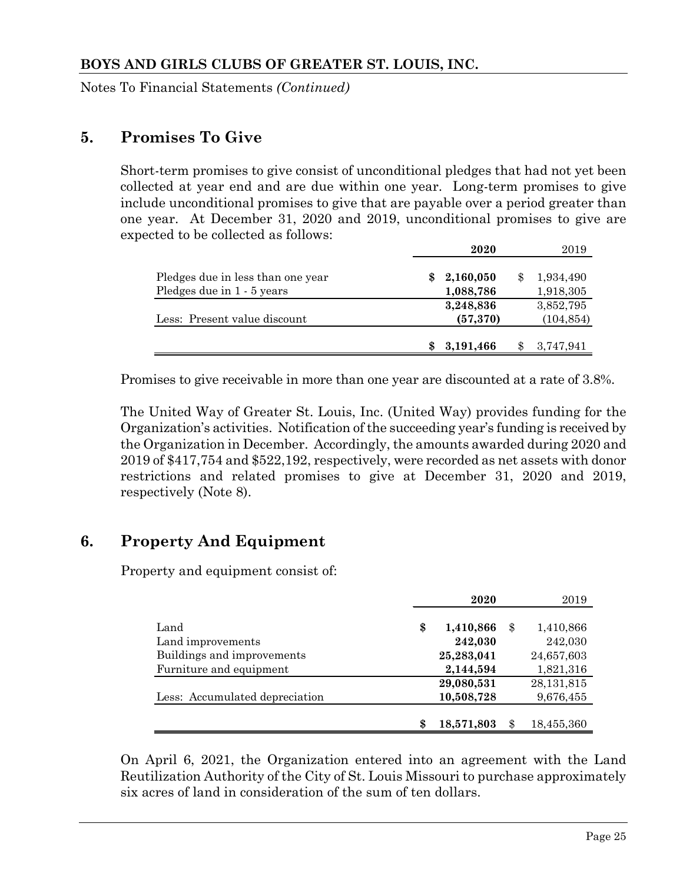## 5. Promises To Give

Short-term promises to give consist of unconditional pledges that had not yet been collected at year end and are due within one year. Long-term promises to give include unconditional promises to give that are payable over a period greater than one year. At December 31, 2020 and 2019, unconditional promises to give are expected to be collected as follows:

| | **2020** | 2019 |
|---|---|---|
| Pledges due in less than one year | **$ 2,160,050** | $ 1,934,490 |
| Pledges due in 1 - 5 years | **1,088,786** | 1,918,305 |
| | **3,248,836** | 3,852,795 |
| Less: Present value discount | **(57,370)** | (104,854) |
| | **$ 3,191,466** | $ 3,747,941 |

Promises to give receivable in more than one year are discounted at a rate of 3.8%.

The United Way of Greater St. Louis, Inc. (United Way) provides funding for the Organization's activities. Notification of the succeeding year's funding is received by the Organization in December. Accordingly, the amounts awarded during 2020 and 2019 of $417,754 and $522,192, respectively, were recorded as net assets with donor restrictions and related promises to give at December 31, 2020 and 2019, respectively (Note 8).

## 6. Property And Equipment

Property and equipment consist of:

| | **2020** | 2019 |
|---|---|---|
| Land | **$ 1,410,866** | $ 1,410,866 |
| Land improvements | **242,030** | 242,030 |
| Buildings and improvements | **25,283,041** | 24,657,603 |
| Furniture and equipment | **2,144,594** | 1,821,316 |
| | **29,080,531** | 28,131,815 |
| Less: Accumulated depreciation | **10,508,728** | 9,676,455 |
| | **$ 18,571,803** | $ 18,455,360 |

On April 6, 2021, the Organization entered into an agreement with the Land Reutilization Authority of the City of St. Louis Missouri to purchase approximately six acres of land in consideration of the sum of ten dollars.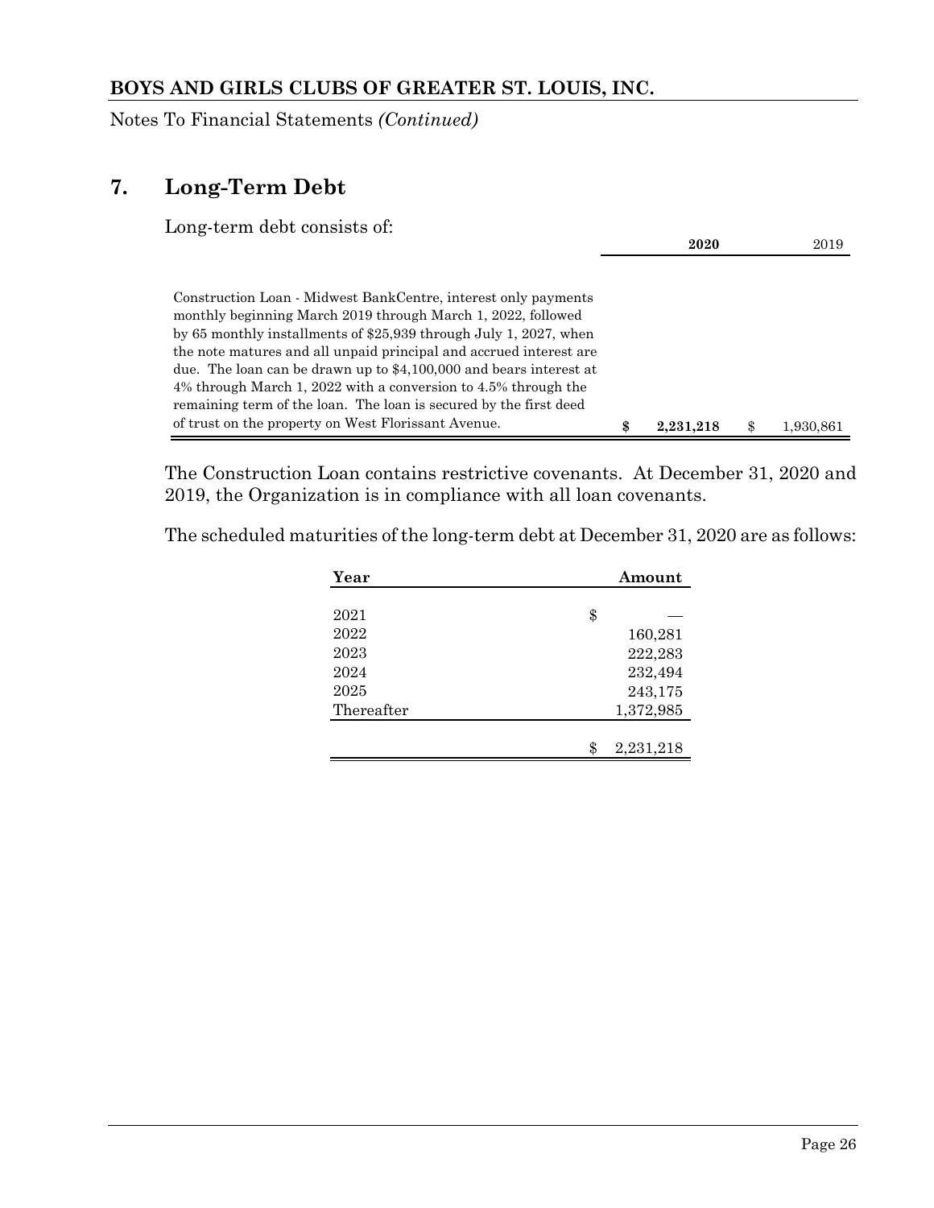## 7. Long-Term Debt

Long-term debt consists of:

| | 2020 | 2019 |
|---|---|---|
| Construction Loan - Midwest BankCentre, interest only payments monthly beginning March 2019 through March 1, 2022, followed by 65 monthly installments of $25,939 through July 1, 2027, when the note matures and all unpaid principal and accrued interest are due. The loan can be drawn up to $4,100,000 and bears interest at 4% through March 1, 2022 with a conversion to 4.5% through the remaining term of the loan. The loan is secured by the first deed of trust on the property on West Florissant Avenue. | **$ 2,231,218** | $ 1,930,861 |

The Construction Loan contains restrictive covenants. At December 31, 2020 and 2019, the Organization is in compliance with all loan covenants.

The scheduled maturities of the long-term debt at December 31, 2020 are as follows:

| Year | Amount |
|---|---|
| 2021 | $ — |
| 2022 | 160,281 |
| 2023 | 222,283 |
| 2024 | 232,494 |
| 2025 | 243,175 |
| Thereafter | 1,372,985 |
| | $ 2,231,218 |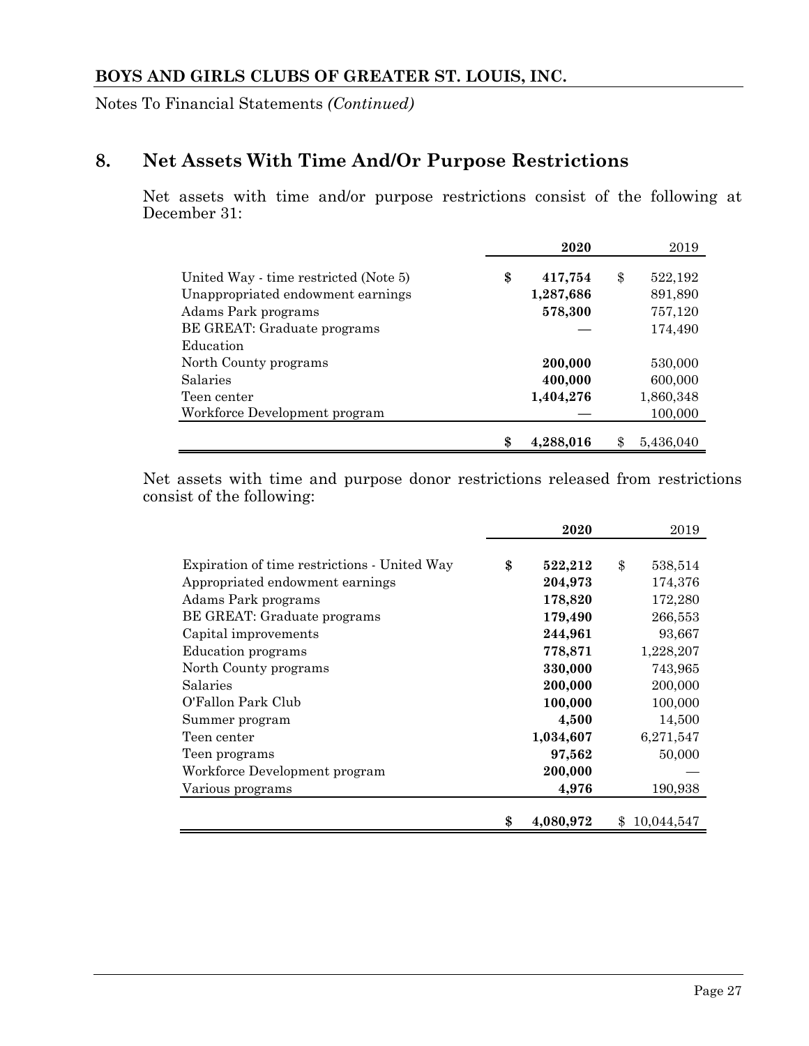## 8. Net Assets With Time And/Or Purpose Restrictions

Net assets with time and/or purpose restrictions consist of the following at December 31:

| | 2020 | 2019 |
|---|---|---|
| United Way - time restricted (Note 5) | $ 417,754 | $ 522,192 |
| Unappropriated endowment earnings | 1,287,686 | 891,890 |
| Adams Park programs | 578,300 | 757,120 |
| BE GREAT: Graduate programs | — | 174,490 |
| Education | | |
| North County programs | 200,000 | 530,000 |
| Salaries | 400,000 | 600,000 |
| Teen center | 1,404,276 | 1,860,348 |
| Workforce Development program | — | 100,000 |
| | $ 4,288,016 | $ 5,436,040 |

Net assets with time and purpose donor restrictions released from restrictions consist of the following:

| | 2020 | 2019 |
|---|---|---|
| Expiration of time restrictions - United Way | $ 522,212 | $ 538,514 |
| Appropriated endowment earnings | 204,973 | 174,376 |
| Adams Park programs | 178,820 | 172,280 |
| BE GREAT: Graduate programs | 179,490 | 266,553 |
| Capital improvements | 244,961 | 93,667 |
| Education programs | 778,871 | 1,228,207 |
| North County programs | 330,000 | 743,965 |
| Salaries | 200,000 | 200,000 |
| O'Fallon Park Club | 100,000 | 100,000 |
| Summer program | 4,500 | 14,500 |
| Teen center | 1,034,607 | 6,271,547 |
| Teen programs | 97,562 | 50,000 |
| Workforce Development program | 200,000 | — |
| Various programs | 4,976 | 190,938 |
| | $ 4,080,972 | $ 10,044,547 |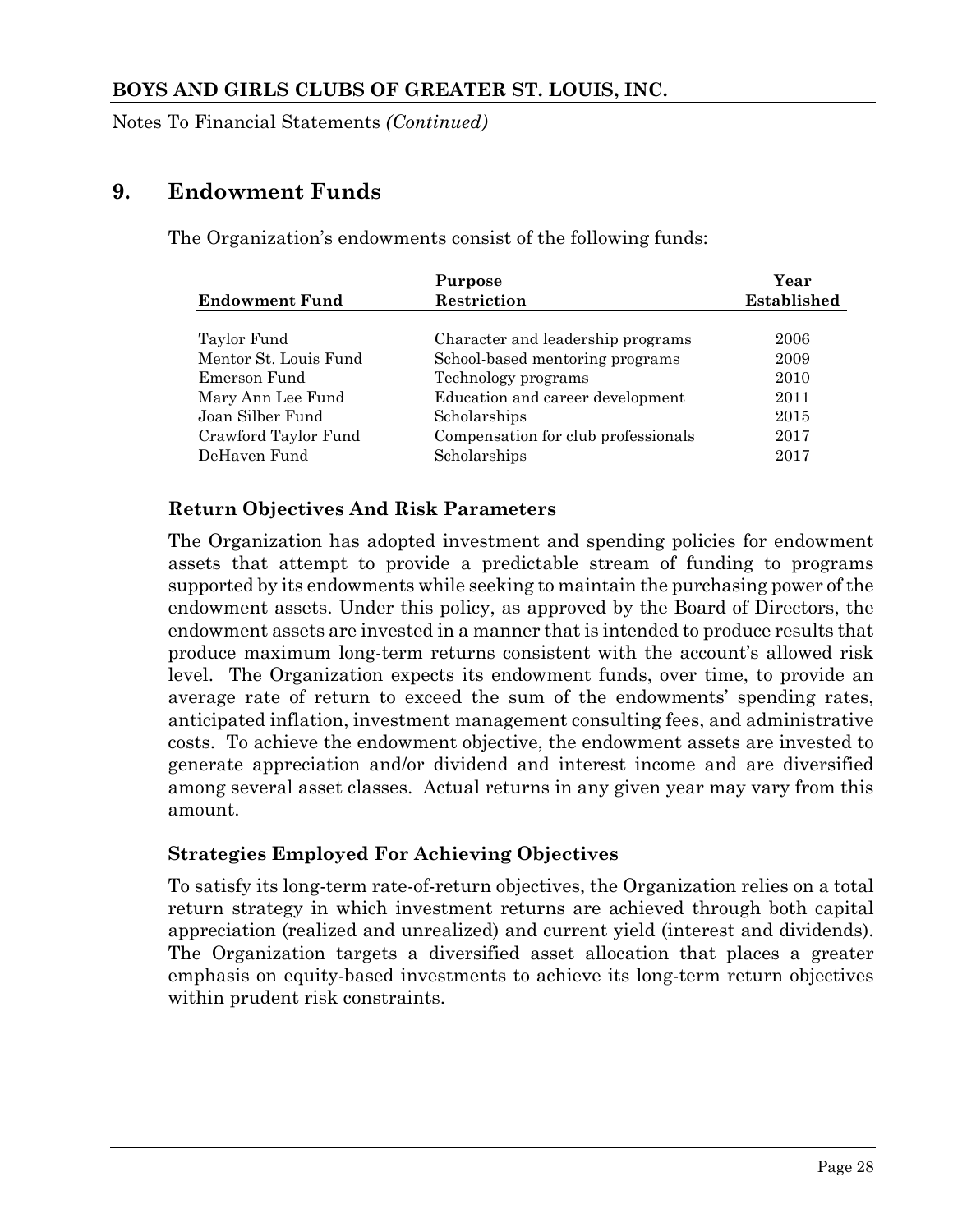## 9. Endowment Funds

The Organization's endowments consist of the following funds:

| Endowment Fund | Purpose Restriction | Year Established |
|---|---|---|
| Taylor Fund | Character and leadership programs | 2006 |
| Mentor St. Louis Fund | School-based mentoring programs | 2009 |
| Emerson Fund | Technology programs | 2010 |
| Mary Ann Lee Fund | Education and career development | 2011 |
| Joan Silber Fund | Scholarships | 2015 |
| Crawford Taylor Fund | Compensation for club professionals | 2017 |
| DeHaven Fund | Scholarships | 2017 |

### Return Objectives And Risk Parameters

The Organization has adopted investment and spending policies for endowment assets that attempt to provide a predictable stream of funding to programs supported by its endowments while seeking to maintain the purchasing power of the endowment assets. Under this policy, as approved by the Board of Directors, the endowment assets are invested in a manner that is intended to produce results that produce maximum long-term returns consistent with the account's allowed risk level. The Organization expects its endowment funds, over time, to provide an average rate of return to exceed the sum of the endowments' spending rates, anticipated inflation, investment management consulting fees, and administrative costs. To achieve the endowment objective, the endowment assets are invested to generate appreciation and/or dividend and interest income and are diversified among several asset classes. Actual returns in any given year may vary from this amount.

### Strategies Employed For Achieving Objectives

To satisfy its long-term rate-of-return objectives, the Organization relies on a total return strategy in which investment returns are achieved through both capital appreciation (realized and unrealized) and current yield (interest and dividends). The Organization targets a diversified asset allocation that places a greater emphasis on equity-based investments to achieve its long-term return objectives within prudent risk constraints.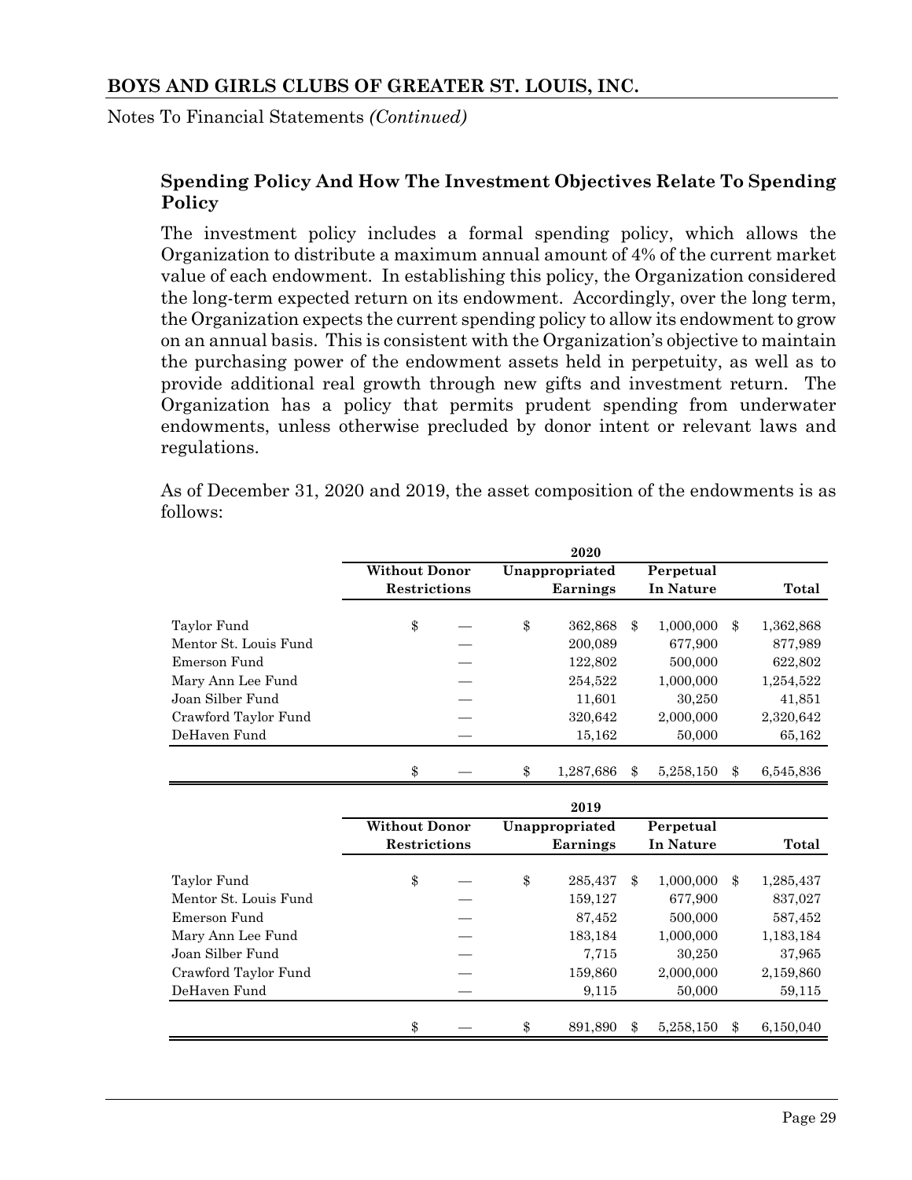## Spending Policy And How The Investment Objectives Relate To Spending Policy

The investment policy includes a formal spending policy, which allows the Organization to distribute a maximum annual amount of 4% of the current market value of each endowment. In establishing this policy, the Organization considered the long-term expected return on its endowment. Accordingly, over the long term, the Organization expects the current spending policy to allow its endowment to grow on an annual basis. This is consistent with the Organization's objective to maintain the purchasing power of the endowment assets held in perpetuity, as well as to provide additional real growth through new gifts and investment return. The Organization has a policy that permits prudent spending from underwater endowments, unless otherwise precluded by donor intent or relevant laws and regulations.

As of December 31, 2020 and 2019, the asset composition of the endowments is as follows:

| | 2020 | | | |
|---|---|---|---|---|
| | Without Donor Restrictions | Unappropriated Earnings | Perpetual In Nature | Total |
| Taylor Fund | $ — | $ 362,868 | $ 1,000,000 | $ 1,362,868 |
| Mentor St. Louis Fund | — | 200,089 | 677,900 | 877,989 |
| Emerson Fund | — | 122,802 | 500,000 | 622,802 |
| Mary Ann Lee Fund | — | 254,522 | 1,000,000 | 1,254,522 |
| Joan Silber Fund | — | 11,601 | 30,250 | 41,851 |
| Crawford Taylor Fund | — | 320,642 | 2,000,000 | 2,320,642 |
| DeHaven Fund | — | 15,162 | 50,000 | 65,162 |
| | $ — | $ 1,287,686 | $ 5,258,150 | $ 6,545,836 |

| | 2019 | | | |
|---|---|---|---|---|
| | Without Donor Restrictions | Unappropriated Earnings | Perpetual In Nature | Total |
| Taylor Fund | $ — | $ 285,437 | $ 1,000,000 | $ 1,285,437 |
| Mentor St. Louis Fund | — | 159,127 | 677,900 | 837,027 |
| Emerson Fund | — | 87,452 | 500,000 | 587,452 |
| Mary Ann Lee Fund | — | 183,184 | 1,000,000 | 1,183,184 |
| Joan Silber Fund | — | 7,715 | 30,250 | 37,965 |
| Crawford Taylor Fund | — | 159,860 | 2,000,000 | 2,159,860 |
| DeHaven Fund | — | 9,115 | 50,000 | 59,115 |
| | $ — | $ 891,890 | $ 5,258,150 | $ 6,150,040 |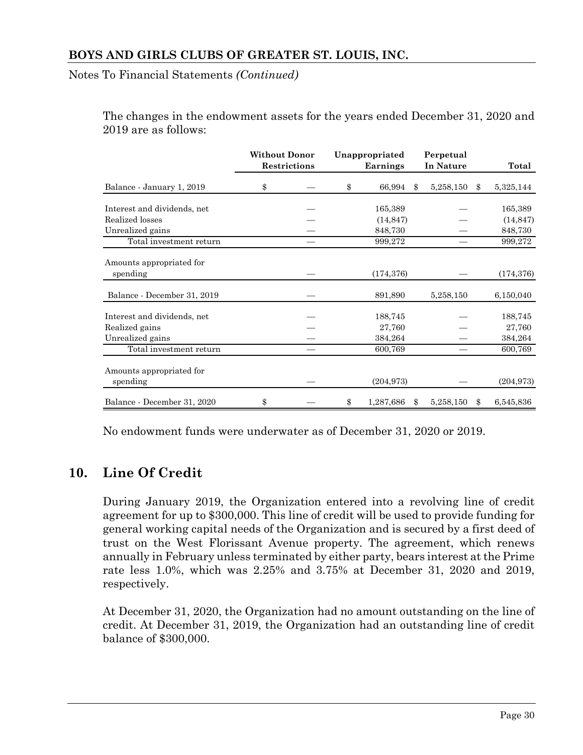The changes in the endowment assets for the years ended December 31, 2020 and 2019 are as follows:

| | Without Donor Restrictions | Unappropriated Earnings | Perpetual In Nature | Total |
|---|---|---|---|---|
| Balance - January 1, 2019 | $ — | $ 66,994 | $ 5,258,150 | $ 5,325,144 |
| Interest and dividends, net | — | 165,389 | — | 165,389 |
| Realized losses | — | (14,847) | — | (14,847) |
| Unrealized gains | — | 848,730 | — | 848,730 |
| Total investment return | — | 999,272 | — | 999,272 |
| Amounts appropriated for spending | — | (174,376) | — | (174,376) |
| Balance - December 31, 2019 | — | 891,890 | 5,258,150 | 6,150,040 |
| Interest and dividends, net | — | 188,745 | — | 188,745 |
| Realized gains | — | 27,760 | — | 27,760 |
| Unrealized gains | — | 384,264 | — | 384,264 |
| Total investment return | — | 600,769 | — | 600,769 |
| Amounts appropriated for spending | — | (204,973) | — | (204,973) |
| Balance - December 31, 2020 | $ — | $ 1,287,686 | $ 5,258,150 | $ 6,545,836 |

No endowment funds were underwater as of December 31, 2020 or 2019.

## 10. Line Of Credit

During January 2019, the Organization entered into a revolving line of credit agreement for up to $300,000. This line of credit will be used to provide funding for general working capital needs of the Organization and is secured by a first deed of trust on the West Florissant Avenue property. The agreement, which renews annually in February unless terminated by either party, bears interest at the Prime rate less 1.0%, which was 2.25% and 3.75% at December 31, 2020 and 2019, respectively.

At December 31, 2020, the Organization had no amount outstanding on the line of credit. At December 31, 2019, the Organization had an outstanding line of credit balance of $300,000.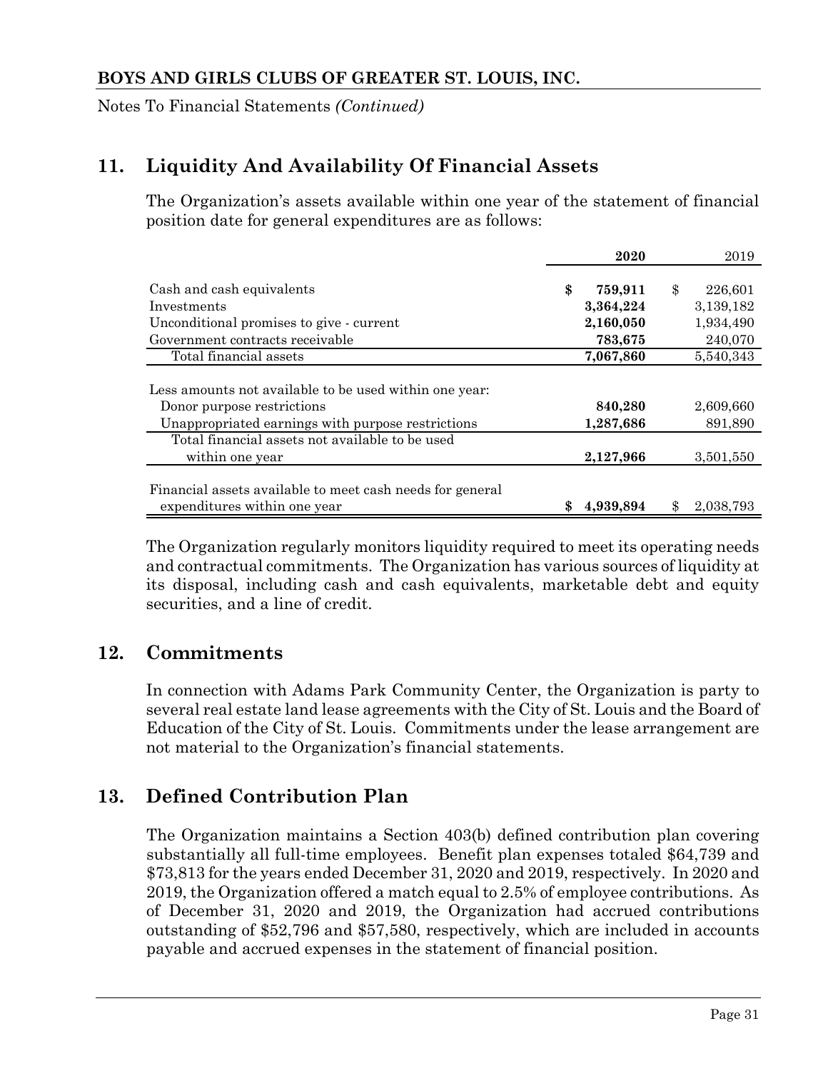**BOYS AND GIRLS CLUBS OF GREATER ST. LOUIS, INC.**

Notes To Financial Statements *(Continued)*

## 11. Liquidity And Availability Of Financial Assets

The Organization's assets available within one year of the statement of financial position date for general expenditures are as follows:

| | **2020** | 2019 |
|---|---|---|
| Cash and cash equivalents | **$ 759,911** | $ 226,601 |
| Investments | **3,364,224** | 3,139,182 |
| Unconditional promises to give - current | **2,160,050** | 1,934,490 |
| Government contracts receivable | **783,675** | 240,070 |
| Total financial assets | **7,067,860** | 5,540,343 |
| Less amounts not available to be used within one year: | | |
| Donor purpose restrictions | **840,280** | 2,609,660 |
| Unappropriated earnings with purpose restrictions | **1,287,686** | 891,890 |
| Total financial assets not available to be used within one year | **2,127,966** | 3,501,550 |
| Financial assets available to meet cash needs for general expenditures within one year | **$ 4,939,894** | $ 2,038,793 |

The Organization regularly monitors liquidity required to meet its operating needs and contractual commitments. The Organization has various sources of liquidity at its disposal, including cash and cash equivalents, marketable debt and equity securities, and a line of credit.

## 12. Commitments

In connection with Adams Park Community Center, the Organization is party to several real estate land lease agreements with the City of St. Louis and the Board of Education of the City of St. Louis. Commitments under the lease arrangement are not material to the Organization's financial statements.

## 13. Defined Contribution Plan

The Organization maintains a Section 403(b) defined contribution plan covering substantially all full-time employees. Benefit plan expenses totaled $64,739 and $73,813 for the years ended December 31, 2020 and 2019, respectively. In 2020 and 2019, the Organization offered a match equal to 2.5% of employee contributions. As of December 31, 2020 and 2019, the Organization had accrued contributions outstanding of $52,796 and $57,580, respectively, which are included in accounts payable and accrued expenses in the statement of financial position.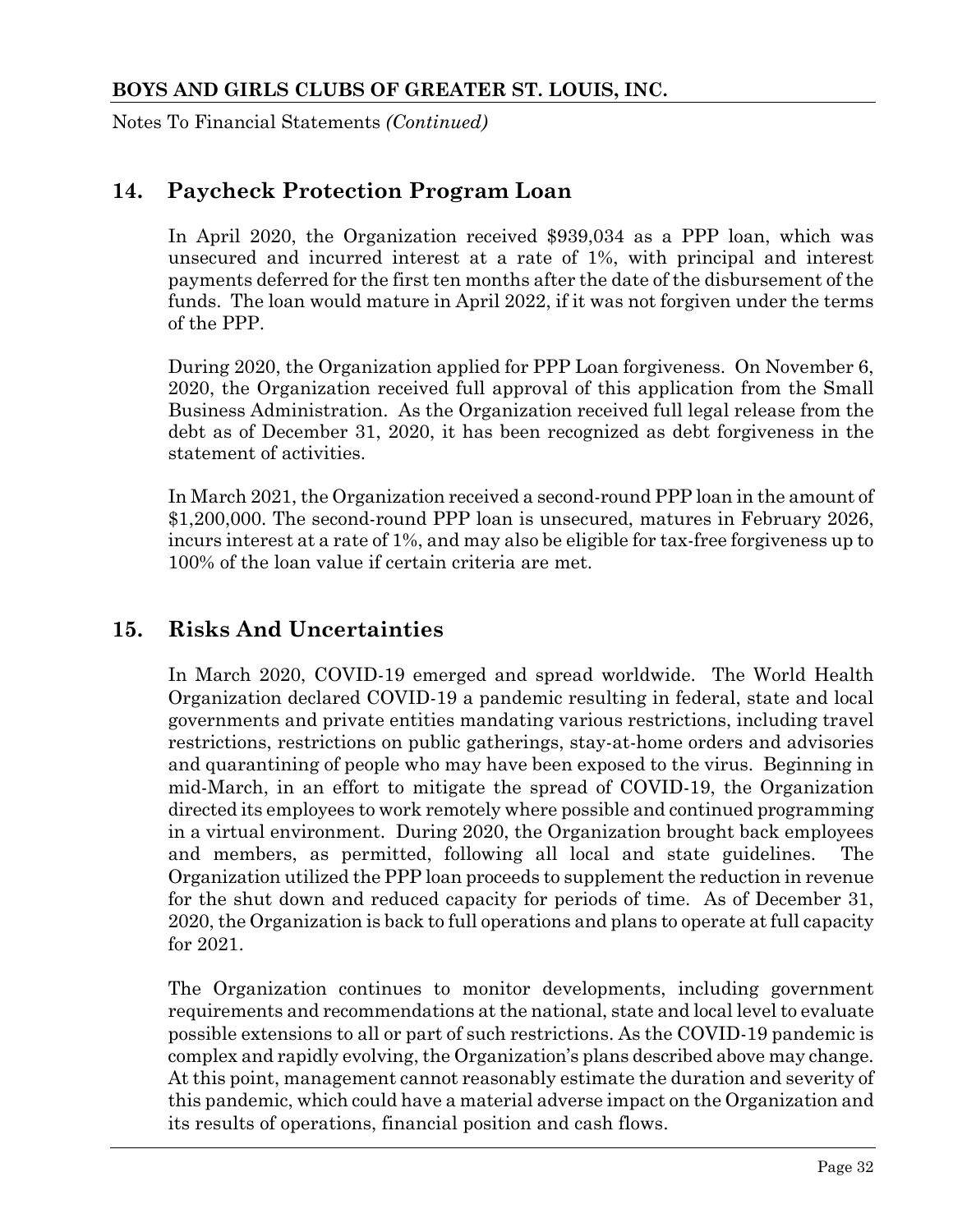## 14. Paycheck Protection Program Loan

In April 2020, the Organization received $939,034 as a PPP loan, which was unsecured and incurred interest at a rate of 1%, with principal and interest payments deferred for the first ten months after the date of the disbursement of the funds. The loan would mature in April 2022, if it was not forgiven under the terms of the PPP.

During 2020, the Organization applied for PPP Loan forgiveness. On November 6, 2020, the Organization received full approval of this application from the Small Business Administration. As the Organization received full legal release from the debt as of December 31, 2020, it has been recognized as debt forgiveness in the statement of activities.

In March 2021, the Organization received a second-round PPP loan in the amount of $1,200,000. The second-round PPP loan is unsecured, matures in February 2026, incurs interest at a rate of 1%, and may also be eligible for tax-free forgiveness up to 100% of the loan value if certain criteria are met.

## 15. Risks And Uncertainties

In March 2020, COVID-19 emerged and spread worldwide. The World Health Organization declared COVID-19 a pandemic resulting in federal, state and local governments and private entities mandating various restrictions, including travel restrictions, restrictions on public gatherings, stay-at-home orders and advisories and quarantining of people who may have been exposed to the virus. Beginning in mid-March, in an effort to mitigate the spread of COVID-19, the Organization directed its employees to work remotely where possible and continued programming in a virtual environment. During 2020, the Organization brought back employees and members, as permitted, following all local and state guidelines. The Organization utilized the PPP loan proceeds to supplement the reduction in revenue for the shut down and reduced capacity for periods of time. As of December 31, 2020, the Organization is back to full operations and plans to operate at full capacity for 2021.

The Organization continues to monitor developments, including government requirements and recommendations at the national, state and local level to evaluate possible extensions to all or part of such restrictions. As the COVID-19 pandemic is complex and rapidly evolving, the Organization's plans described above may change. At this point, management cannot reasonably estimate the duration and severity of this pandemic, which could have a material adverse impact on the Organization and its results of operations, financial position and cash flows.